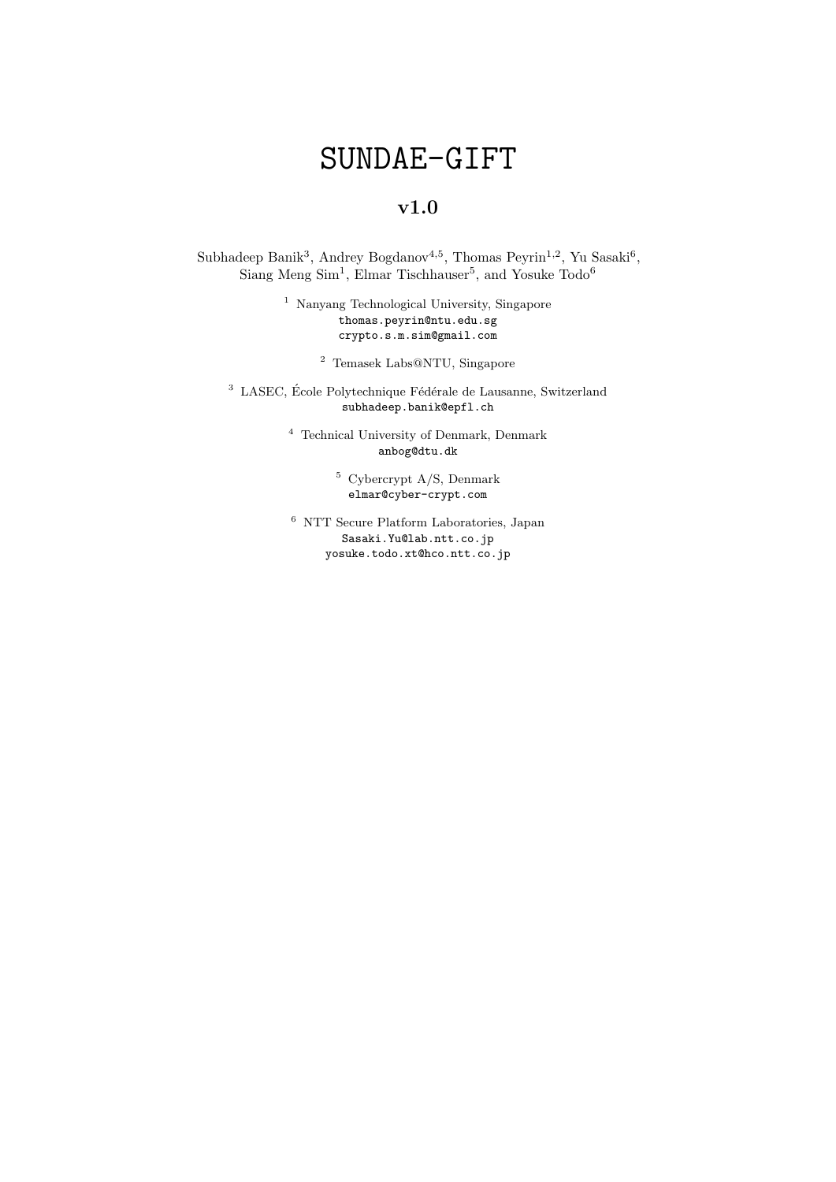# SUNDAE-GIFT

## v1.0

Subhadeep Banik[3], Andrey Bogdanov[4,5], Thomas Peyrin[1,2], Yu Sasaki[6], Siang Meng Sim[1], Elmar Tischhauser[5], and Yosuke Todo[6]

[1] Nanyang Technological University, Singapore
thomas.peyrin@ntu.edu.sg
crypto.s.m.sim@gmail.com

[2] Temasek Labs@NTU, Singapore

[3] LASEC, École Polytechnique Fédérale de Lausanne, Switzerland
subhadeep.banik@epfl.ch

[4] Technical University of Denmark, Denmark
anbog@dtu.dk

[5] Cybercrypt A/S, Denmark
elmar@cyber-crypt.com

[6] NTT Secure Platform Laboratories, Japan
Sasaki.Yu@lab.ntt.co.jp
yosuke.todo.xt@hco.ntt.co.jp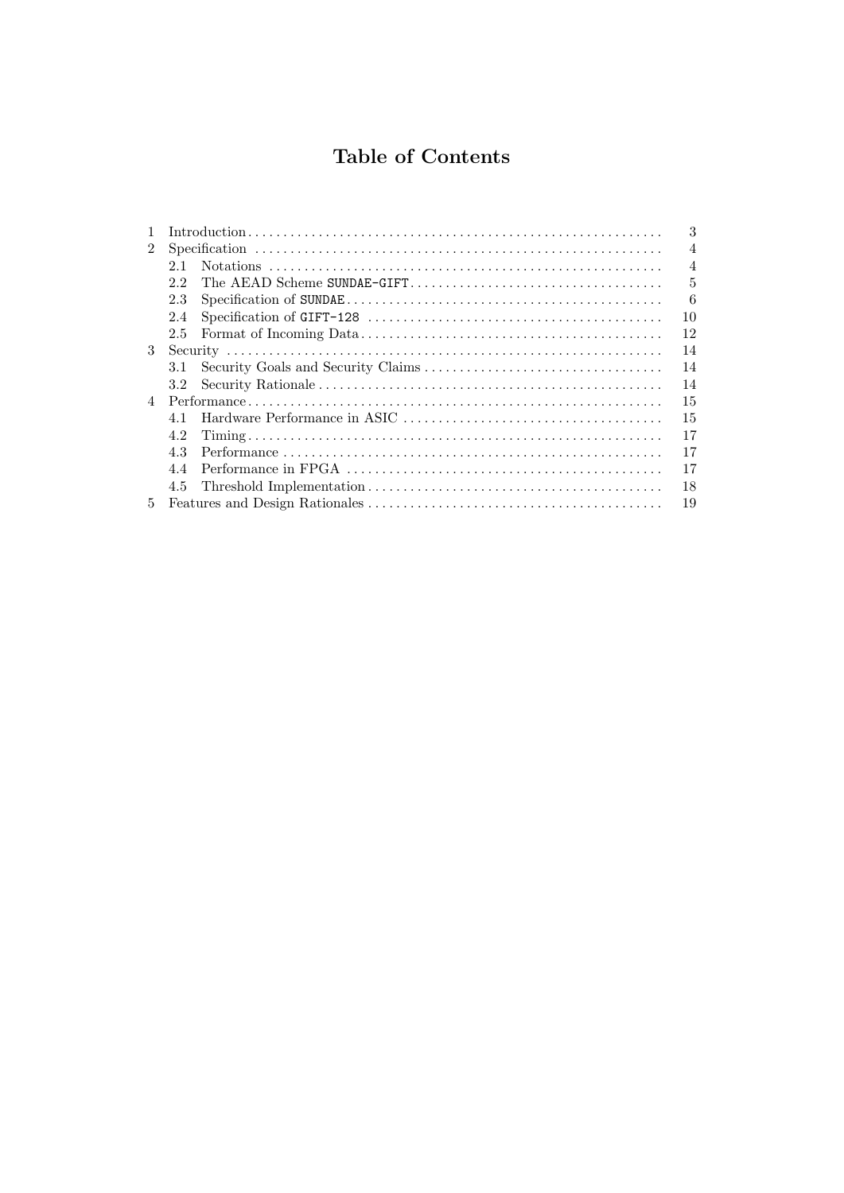# Table of Contents

| | | |
|---|---|---|
| 1 | Introduction | 3 |
| 2 | Specification | 4 |
| | 2.1 Notations | 4 |
| | 2.2 The AEAD Scheme SUNDAE-GIFT | 5 |
| | 2.3 Specification of SUNDAE | 6 |
| | 2.4 Specification of GIFT-128 | 10 |
| | 2.5 Format of Incoming Data | 12 |
| 3 | Security | 14 |
| | 3.1 Security Goals and Security Claims | 14 |
| | 3.2 Security Rationale | 14 |
| 4 | Performance | 15 |
| | 4.1 Hardware Performance in ASIC | 15 |
| | 4.2 Timing | 17 |
| | 4.3 Performance | 17 |
| | 4.4 Performance in FPGA | 17 |
| | 4.5 Threshold Implementation | 18 |
| 5 | Features and Design Rationales | 19 |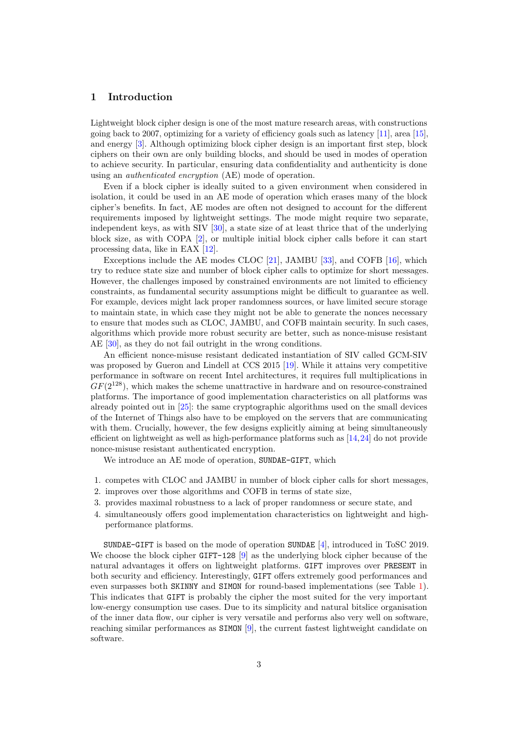## 1 Introduction

Lightweight block cipher design is one of the most mature research areas, with constructions going back to 2007, optimizing for a variety of efficiency goals such as latency [11], area [15], and energy [3]. Although optimizing block cipher design is an important first step, block ciphers on their own are only building blocks, and should be used in modes of operation to achieve security. In particular, ensuring data confidentiality and authenticity is done using an *authenticated encryption* (AE) mode of operation.

Even if a block cipher is ideally suited to a given environment when considered in isolation, it could be used in an AE mode of operation which erases many of the block cipher's benefits. In fact, AE modes are often not designed to account for the different requirements imposed by lightweight settings. The mode might require two separate, independent keys, as with SIV [30], a state size of at least thrice that of the underlying block size, as with COPA [2], or multiple initial block cipher calls before it can start processing data, like in EAX [12].

Exceptions include the AE modes CLOC [21], JAMBU [33], and COFB [16], which try to reduce state size and number of block cipher calls to optimize for short messages. However, the challenges imposed by constrained environments are not limited to efficiency constraints, as fundamental security assumptions might be difficult to guarantee as well. For example, devices might lack proper randomness sources, or have limited secure storage to maintain state, in which case they might not be able to generate the nonces necessary to ensure that modes such as CLOC, JAMBU, and COFB maintain security. In such cases, algorithms which provide more robust security are better, such as nonce-misuse resistant AE [30], as they do not fail outright in the wrong conditions.

An efficient nonce-misuse resistant dedicated instantiation of SIV called GCM-SIV was proposed by Gueron and Lindell at CCS 2015 [19]. While it attains very competitive performance in software on recent Intel architectures, it requires full multiplications in $GF(2^{128})$, which makes the scheme unattractive in hardware and on resource-constrained platforms. The importance of good implementation characteristics on all platforms was already pointed out in [25]: the same cryptographic algorithms used on the small devices of the Internet of Things also have to be employed on the servers that are communicating with them. Crucially, however, the few designs explicitly aiming at being simultaneously efficient on lightweight as well as high-performance platforms such as [14,24] do not provide nonce-misuse resistant authenticated encryption.

We introduce an AE mode of operation, SUNDAE-GIFT, which

1. competes with CLOC and JAMBU in number of block cipher calls for short messages,
2. improves over those algorithms and COFB in terms of state size,
3. provides maximal robustness to a lack of proper randomness or secure state, and
4. simultaneously offers good implementation characteristics on lightweight and high-performance platforms.

SUNDAE-GIFT is based on the mode of operation SUNDAE [4], introduced in ToSC 2019. We choose the block cipher GIFT-128 [9] as the underlying block cipher because of the natural advantages it offers on lightweight platforms. GIFT improves over PRESENT in both security and efficiency. Interestingly, GIFT offers extremely good performances and even surpasses both SKINNY and SIMON for round-based implementations (see Table 1). This indicates that GIFT is probably the cipher the most suited for the very important low-energy consumption use cases. Due to its simplicity and natural bitslice organisation of the inner data flow, our cipher is very versatile and performs also very well on software, reaching similar performances as SIMON [9], the current fastest lightweight candidate on software.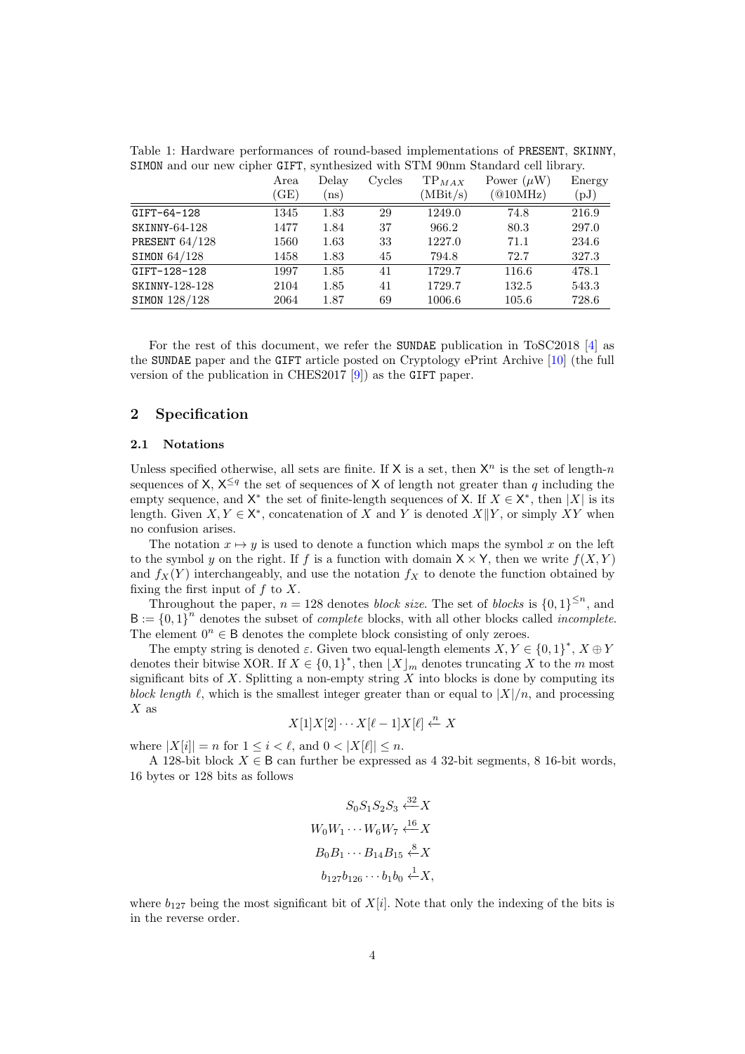Table 1: Hardware performances of round-based implementations of PRESENT, SKINNY, SIMON and our new cipher GIFT, synthesized with STM 90nm Standard cell library.

| | Area (GE) | Delay (ns) | Cycles | $TP_{MAX}$ (MBit/s) | Power ($\mu$W) (@10MHz) | Energy (pJ) |
|---|---|---|---|---|---|---|
| GIFT-64-128 | 1345 | 1.83 | 29 | 1249.0 | 74.8 | 216.9 |
| SKINNY-64-128 | 1477 | 1.84 | 37 | 966.2 | 80.3 | 297.0 |
| PRESENT 64/128 | 1560 | 1.63 | 33 | 1227.0 | 71.1 | 234.6 |
| SIMON 64/128 | 1458 | 1.83 | 45 | 794.8 | 72.7 | 327.3 |
| GIFT-128-128 | 1997 | 1.85 | 41 | 1729.7 | 116.6 | 478.1 |
| SKINNY-128-128 | 2104 | 1.85 | 41 | 1729.7 | 132.5 | 543.3 |
| SIMON 128/128 | 2064 | 1.87 | 69 | 1006.6 | 105.6 | 728.6 |

For the rest of this document, we refer the SUNDAE publication in ToSC2018 [4] as the SUNDAE paper and the GIFT article posted on Cryptology ePrint Archive [10] (the full version of the publication in CHES2017 [9]) as the GIFT paper.

## 2 Specification

### 2.1 Notations

Unless specified otherwise, all sets are finite. If $\mathsf{X}$ is a set, then $\mathsf{X}^n$ is the set of length-$n$ sequences of $\mathsf{X}$, $\mathsf{X}^{\leq q}$ the set of sequences of $\mathsf{X}$ of length not greater than $q$ including the empty sequence, and $\mathsf{X}^*$ the set of finite-length sequences of $\mathsf{X}$. If $X \in \mathsf{X}^*$, then $|X|$ is its length. Given $X, Y \in \mathsf{X}^*$, concatenation of $X$ and $Y$ is denoted $X \| Y$, or simply $XY$ when no confusion arises.

The notation $x \mapsto y$ is used to denote a function which maps the symbol $x$ on the left to the symbol $y$ on the right. If $f$ is a function with domain $\mathsf{X} \times \mathsf{Y}$, then we write $f(X, Y)$ and $f_X(Y)$ interchangeably, and use the notation $f_X$ to denote the function obtained by fixing the first input of $f$ to $X$.

Throughout the paper, $n = 128$ denotes *block size*. The set of *blocks* is $\{0,1\}^{\leq n}$, and $\mathsf{B} := \{0,1\}^n$ denotes the subset of *complete* blocks, with all other blocks called *incomplete*. The element $0^n \in \mathsf{B}$ denotes the complete block consisting of only zeroes.

The empty string is denoted $\varepsilon$. Given two equal-length elements $X, Y \in \{0,1\}^*$, $X \oplus Y$ denotes their bitwise XOR. If $X \in \{0,1\}^*$, then $\lfloor X \rfloor_m$ denotes truncating $X$ to the $m$ most significant bits of $X$. Splitting a non-empty string $X$ into blocks is done by computing its *block length* $\ell$, which is the smallest integer greater than or equal to $|X|/n$, and processing $X$ as

$$X[1]X[2]\cdots X[\ell-1]X[\ell] \xleftarrow{n} X$$

where $|X[i]| = n$ for $1 \leq i < \ell$, and $0 < |X[\ell]| \leq n$.

A 128-bit block $X \in \mathsf{B}$ can further be expressed as 4 32-bit segments, 8 16-bit words, 16 bytes or 128 bits as follows

$$S_0 S_1 S_2 S_3 \xleftarrow{32} X$$
$$W_0 W_1 \cdots W_6 W_7 \xleftarrow{16} X$$
$$B_0 B_1 \cdots B_{14} B_{15} \xleftarrow{8} X$$
$$b_{127} b_{126} \cdots b_1 b_0 \xleftarrow{1} X,$$

where $b_{127}$ being the most significant bit of $X[i]$. Note that only the indexing of the bits is in the reverse order.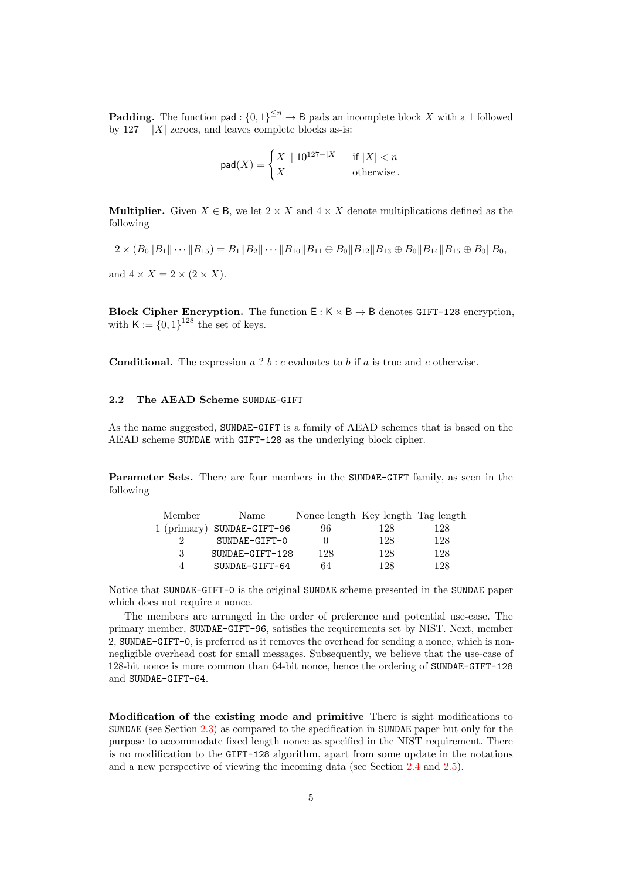**Padding.** The function $\mathsf{pad} : \{0,1\}^{\leq n} \rightarrow \mathsf{B}$ pads an incomplete block $X$ with a 1 followed by $127 - |X|$ zeroes, and leaves complete blocks as-is:

$$\mathsf{pad}(X) = \begin{cases} X \parallel 10^{127-|X|} & \text{if } |X| < n \\ X & \text{otherwise.} \end{cases}$$

**Multiplier.** Given $X \in \mathsf{B}$, we let $2 \times X$ and $4 \times X$ denote multiplications defined as the following

$$2 \times (B_0 \| B_1 \| \cdots \| B_{15}) = B_1 \| B_2 \| \cdots \| B_{10} \| B_{11} \oplus B_0 \| B_{12} \| B_{13} \oplus B_0 \| B_{14} \| B_{15} \oplus B_0 \| B_0,$$

and $4 \times X = 2 \times (2 \times X)$.

**Block Cipher Encryption.** The function $\mathsf{E} : \mathsf{K} \times \mathsf{B} \rightarrow \mathsf{B}$ denotes `GIFT-128` encryption, with $\mathsf{K} := \{0,1\}^{128}$ the set of keys.

**Conditional.** The expression $a \ ? \ b : c$ evaluates to $b$ if $a$ is true and $c$ otherwise.

### 2.2 The AEAD Scheme SUNDAE-GIFT

As the name suggested, SUNDAE-GIFT is a family of AEAD schemes that is based on the AEAD scheme SUNDAE with GIFT-128 as the underlying block cipher.

**Parameter Sets.** There are four members in the SUNDAE-GIFT family, as seen in the following

| Member | Name | Nonce length | Key length | Tag length |
|---|---|---|---|---|
| 1 (primary) | SUNDAE-GIFT-96 | 96 | 128 | 128 |
| 2 | SUNDAE-GIFT-0 | 0 | 128 | 128 |
| 3 | SUNDAE-GIFT-128 | 128 | 128 | 128 |
| 4 | SUNDAE-GIFT-64 | 64 | 128 | 128 |

Notice that SUNDAE-GIFT-0 is the original SUNDAE scheme presented in the SUNDAE paper which does not require a nonce.

The members are arranged in the order of preference and potential use-case. The primary member, SUNDAE-GIFT-96, satisfies the requirements set by NIST. Next, member 2, SUNDAE-GIFT-0, is preferred as it removes the overhead for sending a nonce, which is non-negligible overhead cost for small messages. Subsequently, we believe that the use-case of 128-bit nonce is more common than 64-bit nonce, hence the ordering of SUNDAE-GIFT-128 and SUNDAE-GIFT-64.

**Modification of the existing mode and primitive** There is sight modifications to SUNDAE (see Section 2.3) as compared to the specification in SUNDAE paper but only for the purpose to accommodate fixed length nonce as specified in the NIST requirement. There is no modification to the GIFT-128 algorithm, apart from some update in the notations and a new perspective of viewing the incoming data (see Section 2.4 and 2.5).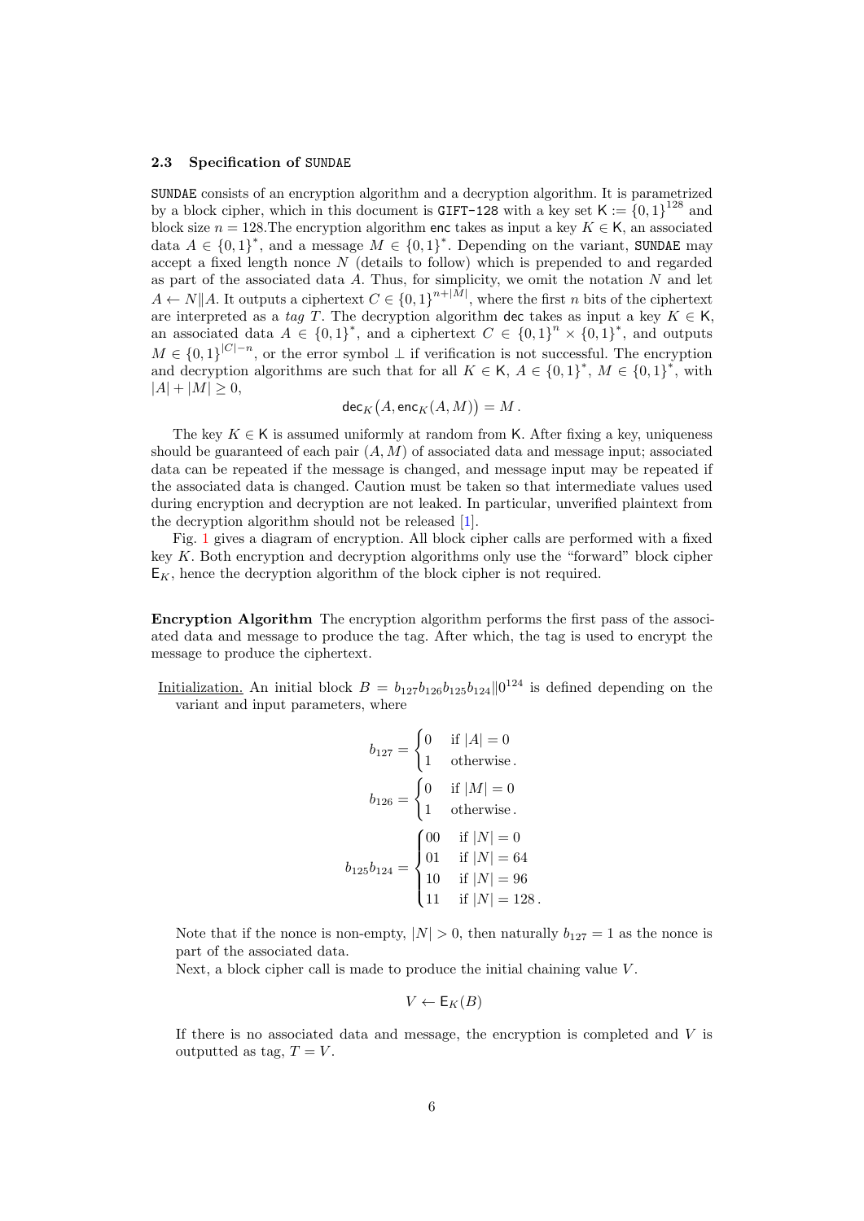### 2.3 Specification of SUNDAE

SUNDAE consists of an encryption algorithm and a decryption algorithm. It is parametrized by a block cipher, which in this document is GIFT-128 with a key set $\mathsf{K} := \{0,1\}^{128}$ and block size $n = 128$.The encryption algorithm $\mathsf{enc}$ takes as input a key $K \in \mathsf{K}$, an associated data $A \in \{0,1\}^*$, and a message $M \in \{0,1\}^*$. Depending on the variant, SUNDAE may accept a fixed length nonce $N$ (details to follow) which is prepended to and regarded as part of the associated data $A$. Thus, for simplicity, we omit the notation $N$ and let $A \leftarrow N\|A$. It outputs a ciphertext $C \in \{0,1\}^{n+|M|}$, where the first $n$ bits of the ciphertext are interpreted as a *tag* $T$. The decryption algorithm $\mathsf{dec}$ takes as input a key $K \in \mathsf{K}$, an associated data $A \in \{0,1\}^*$, and a ciphertext $C \in \{0,1\}^n \times \{0,1\}^*$, and outputs $M \in \{0,1\}^{|C|-n}$, or the error symbol $\perp$ if verification is not successful. The encryption and decryption algorithms are such that for all $K \in \mathsf{K}$, $A \in \{0,1\}^*$, $M \in \{0,1\}^*$, with $|A| + |M| \geq 0$,

$$\mathsf{dec}_K\big(A, \mathsf{enc}_K(A, M)\big) = M\,.$$

The key $K \in \mathsf{K}$ is assumed uniformly at random from $\mathsf{K}$. After fixing a key, uniqueness should be guaranteed of each pair $(A, M)$ of associated data and message input; associated data can be repeated if the message is changed, and message input may be repeated if the associated data is changed. Caution must be taken so that intermediate values used during encryption and decryption are not leaked. In particular, unverified plaintext from the decryption algorithm should not be released [1].

Fig. 1 gives a diagram of encryption. All block cipher calls are performed with a fixed key $K$. Both encryption and decryption algorithms only use the "forward" block cipher $\mathsf{E}_K$, hence the decryption algorithm of the block cipher is not required.

**Encryption Algorithm** The encryption algorithm performs the first pass of the associated data and message to produce the tag. After which, the tag is used to encrypt the message to produce the ciphertext.

Initialization. An initial block $B = b_{127}b_{126}b_{125}b_{124}\|0^{124}$ is defined depending on the variant and input parameters, where

$$b_{127} = \begin{cases} 0 & \text{if } |A| = 0 \\ 1 & \text{otherwise}\,. \end{cases}$$

$$b_{126} = \begin{cases} 0 & \text{if } |M| = 0 \\ 1 & \text{otherwise}\,. \end{cases}$$

$$b_{125}b_{124} = \begin{cases} 00 & \text{if } |N| = 0 \\ 01 & \text{if } |N| = 64 \\ 10 & \text{if } |N| = 96 \\ 11 & \text{if } |N| = 128\,. \end{cases}$$

Note that if the nonce is non-empty, $|N| > 0$, then naturally $b_{127} = 1$ as the nonce is part of the associated data.

Next, a block cipher call is made to produce the initial chaining value $V$.

$$V \leftarrow \mathsf{E}_K(B)$$

If there is no associated data and message, the encryption is completed and $V$ is outputted as tag, $T = V$.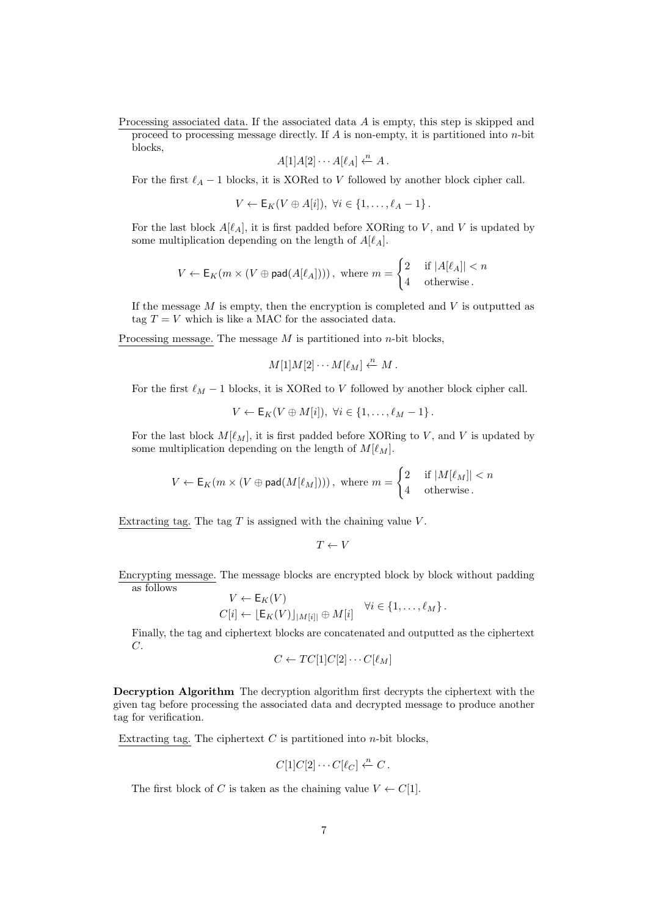Processing associated data. If the associated data $A$ is empty, this step is skipped and proceed to processing message directly. If $A$ is non-empty, it is partitioned into $n$-bit blocks,

$$A[1]A[2]\cdots A[\ell_A] \xleftarrow{n} A\,.$$

For the first $\ell_A - 1$ blocks, it is XORed to $V$ followed by another block cipher call.

$$V \leftarrow \mathsf{E}_K(V \oplus A[i]),\ \forall i \in \{1, \ldots, \ell_A - 1\}\,.$$

For the last block $A[\ell_A]$, it is first padded before XORing to $V$, and $V$ is updated by some multiplication depending on the length of $A[\ell_A]$.

$$V \leftarrow \mathsf{E}_K(m \times (V \oplus \mathsf{pad}(A[\ell_A])))\,,\ \text{where } m = \begin{cases} 2 & \text{if } |A[\ell_A]| < n \\ 4 & \text{otherwise}\,. \end{cases}$$

If the message $M$ is empty, then the encryption is completed and $V$ is outputted as tag $T = V$ which is like a MAC for the associated data.

Processing message. The message $M$ is partitioned into $n$-bit blocks,

$$M[1]M[2]\cdots M[\ell_M] \xleftarrow{n} M\,.$$

For the first $\ell_M - 1$ blocks, it is XORed to $V$ followed by another block cipher call.

$$V \leftarrow \mathsf{E}_K(V \oplus M[i]),\ \forall i \in \{1, \ldots, \ell_M - 1\}\,.$$

For the last block $M[\ell_M]$, it is first padded before XORing to $V$, and $V$ is updated by some multiplication depending on the length of $M[\ell_M]$.

$$V \leftarrow \mathsf{E}_K(m \times (V \oplus \mathsf{pad}(M[\ell_M])))\,,\ \text{where } m = \begin{cases} 2 & \text{if } |M[\ell_M]| < n \\ 4 & \text{otherwise}\,. \end{cases}$$

Extracting tag. The tag $T$ is assigned with the chaining value $V$.

$$T \leftarrow V$$

Encrypting message. The message blocks are encrypted block by block without padding as follows

$$\begin{aligned} V &\leftarrow \mathsf{E}_K(V) \\ C[i] &\leftarrow \lfloor \mathsf{E}_K(V) \rfloor_{|M[i]|} \oplus M[i] \end{aligned} \quad \forall i \in \{1, \ldots, \ell_M\}\,.$$

Finally, the tag and ciphertext blocks are concatenated and outputted as the ciphertext $C$.

$$C \leftarrow TC[1]C[2]\cdots C[\ell_M]$$

**Decryption Algorithm** The decryption algorithm first decrypts the ciphertext with the given tag before processing the associated data and decrypted message to produce another tag for verification.

Extracting tag. The ciphertext $C$ is partitioned into $n$-bit blocks,

$$C[1]C[2]\cdots C[\ell_C] \xleftarrow{n} C\,.$$

The first block of $C$ is taken as the chaining value $V \leftarrow C[1]$.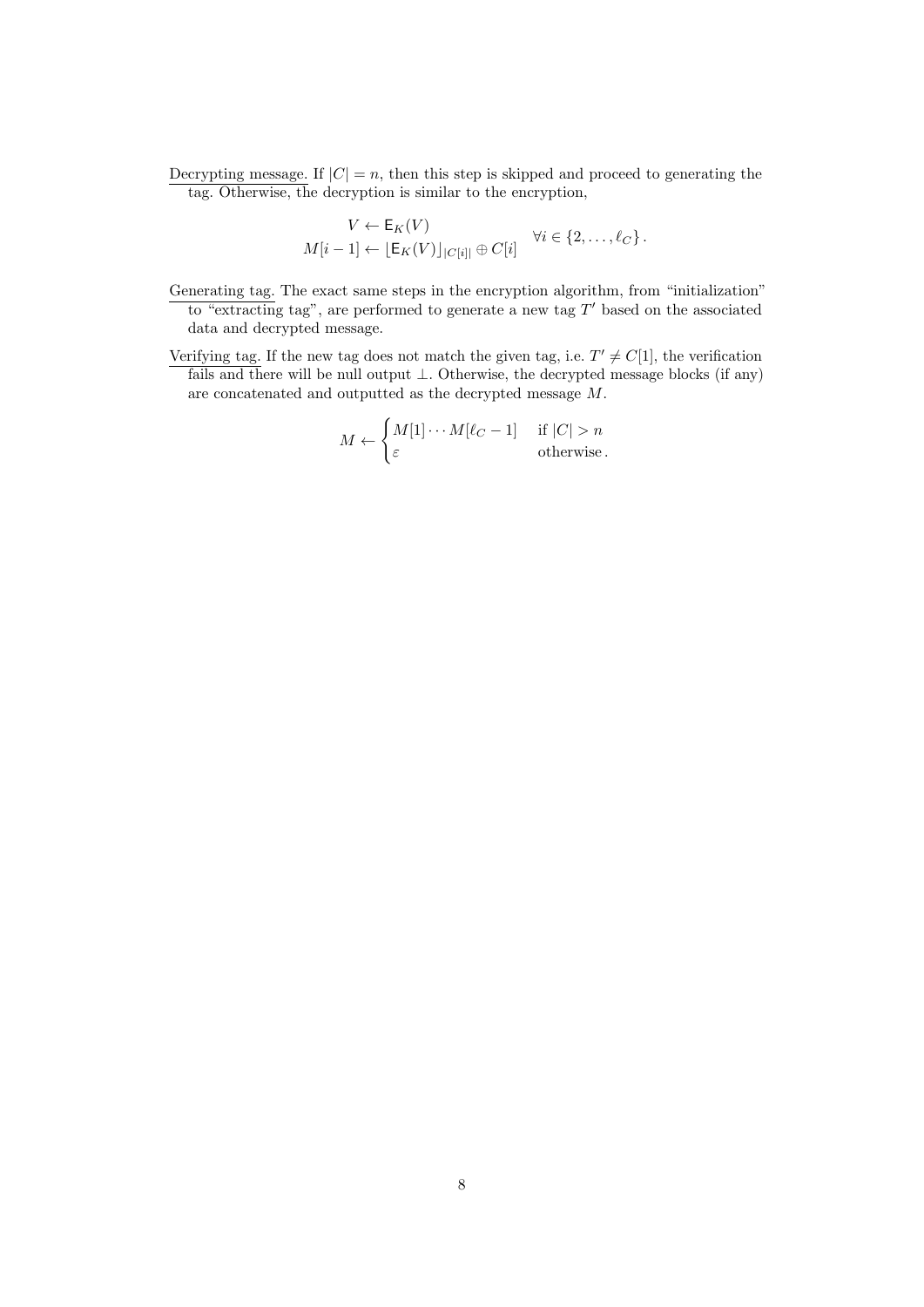<u>Decrypting message.</u> If $|C| = n$, then this step is skipped and proceed to generating the tag. Otherwise, the decryption is similar to the encryption,

$$\left.\begin{aligned} V &\leftarrow \mathsf{E}_K(V) \\ M[i-1] &\leftarrow \lfloor \mathsf{E}_K(V) \rfloor_{|C[i]|} \oplus C[i] \end{aligned}\right. \quad \forall i \in \{2, \ldots, \ell_C\}.$$

<u>Generating tag.</u> The exact same steps in the encryption algorithm, from "initialization" to "extracting tag", are performed to generate a new tag $T'$ based on the associated data and decrypted message.

<u>Verifying tag.</u> If the new tag does not match the given tag, i.e. $T' \neq C[1]$, the verification fails and there will be null output $\perp$. Otherwise, the decrypted message blocks (if any) are concatenated and outputted as the decrypted message $M$.

$$M \leftarrow \begin{cases} M[1] \cdots M[\ell_C - 1] & \text{if } |C| > n \\ \varepsilon & \text{otherwise}. \end{cases}$$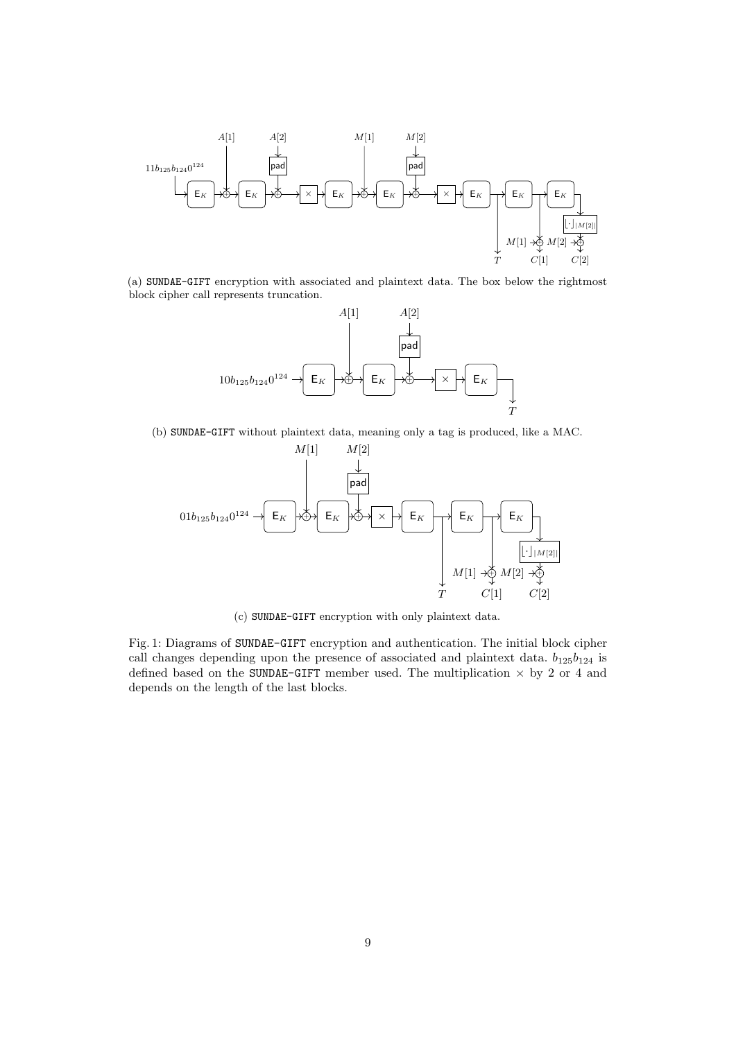(a) SUNDAE-GIFT encryption with associated and plaintext data. The box below the rightmost block cipher call represents truncation.

(b) SUNDAE-GIFT without plaintext data, meaning only a tag is produced, like a MAC.

(c) SUNDAE-GIFT encryption with only plaintext data.

Fig. 1: Diagrams of SUNDAE-GIFT encryption and authentication. The initial block cipher call changes depending upon the presence of associated and plaintext data. $b_{125}b_{124}$ is defined based on the SUNDAE-GIFT member used. The multiplication $\times$ by 2 or 4 and depends on the length of the last blocks.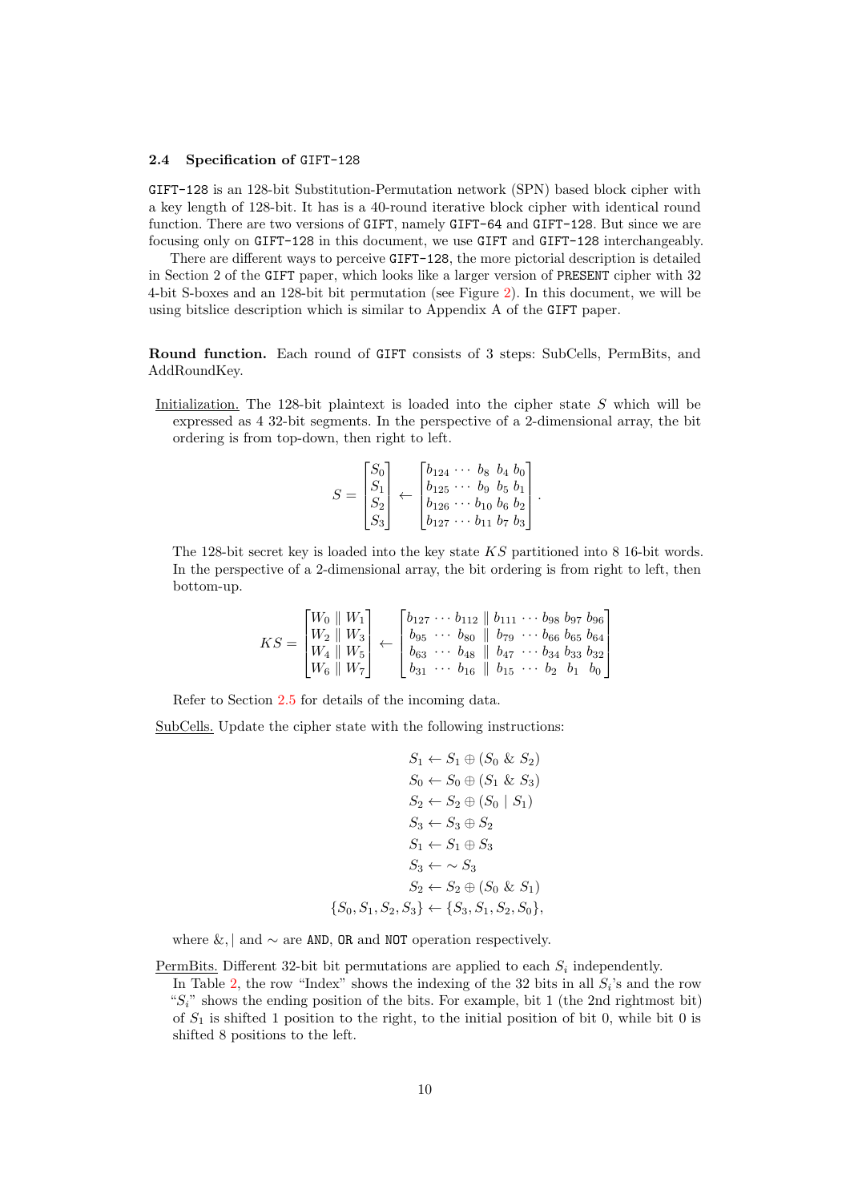### 2.4 Specification of GIFT-128

GIFT-128 is an 128-bit Substitution-Permutation network (SPN) based block cipher with a key length of 128-bit. It has is a 40-round iterative block cipher with identical round function. There are two versions of GIFT, namely GIFT-64 and GIFT-128. But since we are focusing only on GIFT-128 in this document, we use GIFT and GIFT-128 interchangeably.

There are different ways to perceive GIFT-128, the more pictorial description is detailed in Section 2 of the GIFT paper, which looks like a larger version of PRESENT cipher with 32 4-bit S-boxes and an 128-bit bit permutation (see Figure 2). In this document, we will be using bitslice description which is similar to Appendix A of the GIFT paper.

**Round function.** Each round of GIFT consists of 3 steps: SubCells, PermBits, and AddRoundKey.

Initialization. The 128-bit plaintext is loaded into the cipher state $S$ which will be expressed as 4 32-bit segments. In the perspective of a 2-dimensional array, the bit ordering is from top-down, then right to left.

$$S = \begin{bmatrix} S_0 \\ S_1 \\ S_2 \\ S_3 \end{bmatrix} \leftarrow \begin{bmatrix} b_{124} \cdots b_8 \; b_4 \; b_0 \\ b_{125} \cdots b_9 \; b_5 \; b_1 \\ b_{126} \cdots b_{10} \; b_6 \; b_2 \\ b_{127} \cdots b_{11} \; b_7 \; b_3 \end{bmatrix}.$$

The 128-bit secret key is loaded into the key state $KS$ partitioned into 8 16-bit words. In the perspective of a 2-dimensional array, the bit ordering is from right to left, then bottom-up.

$$KS = \begin{bmatrix} W_0 \parallel W_1 \\ W_2 \parallel W_3 \\ W_4 \parallel W_5 \\ W_6 \parallel W_7 \end{bmatrix} \leftarrow \begin{bmatrix} b_{127} \cdots b_{112} \parallel b_{111} \cdots b_{98} \; b_{97} \; b_{96} \\ b_{95} \cdots b_{80} \parallel b_{79} \cdots b_{66} \; b_{65} \; b_{64} \\ b_{63} \cdots b_{48} \parallel b_{47} \cdots b_{34} \; b_{33} \; b_{32} \\ b_{31} \cdots b_{16} \parallel b_{15} \cdots b_2 \; b_1 \; b_0 \end{bmatrix}$$

Refer to Section 2.5 for details of the incoming data.

SubCells. Update the cipher state with the following instructions:

$$\begin{aligned} S_1 &\leftarrow S_1 \oplus (S_0 \;\&\; S_2) \\ S_0 &\leftarrow S_0 \oplus (S_1 \;\&\; S_3) \\ S_2 &\leftarrow S_2 \oplus (S_0 \mid S_1) \\ S_3 &\leftarrow S_3 \oplus S_2 \\ S_1 &\leftarrow S_1 \oplus S_3 \\ S_3 &\leftarrow \sim S_3 \\ S_2 &\leftarrow S_2 \oplus (S_0 \;\&\; S_1) \\ \{S_0, S_1, S_2, S_3\} &\leftarrow \{S_3, S_1, S_2, S_0\}, \end{aligned}$$

where $\&, \mid$ and $\sim$ are AND, OR and NOT operation respectively.

PermBits. Different 32-bit bit permutations are applied to each $S_i$ independently.
In Table 2, the row "Index" shows the indexing of the 32 bits in all $S_i$'s and the row "$S_i$" shows the ending position of the bits. For example, bit 1 (the 2nd rightmost bit) of $S_1$ is shifted 1 position to the right, to the initial position of bit 0, while bit 0 is shifted 8 positions to the left.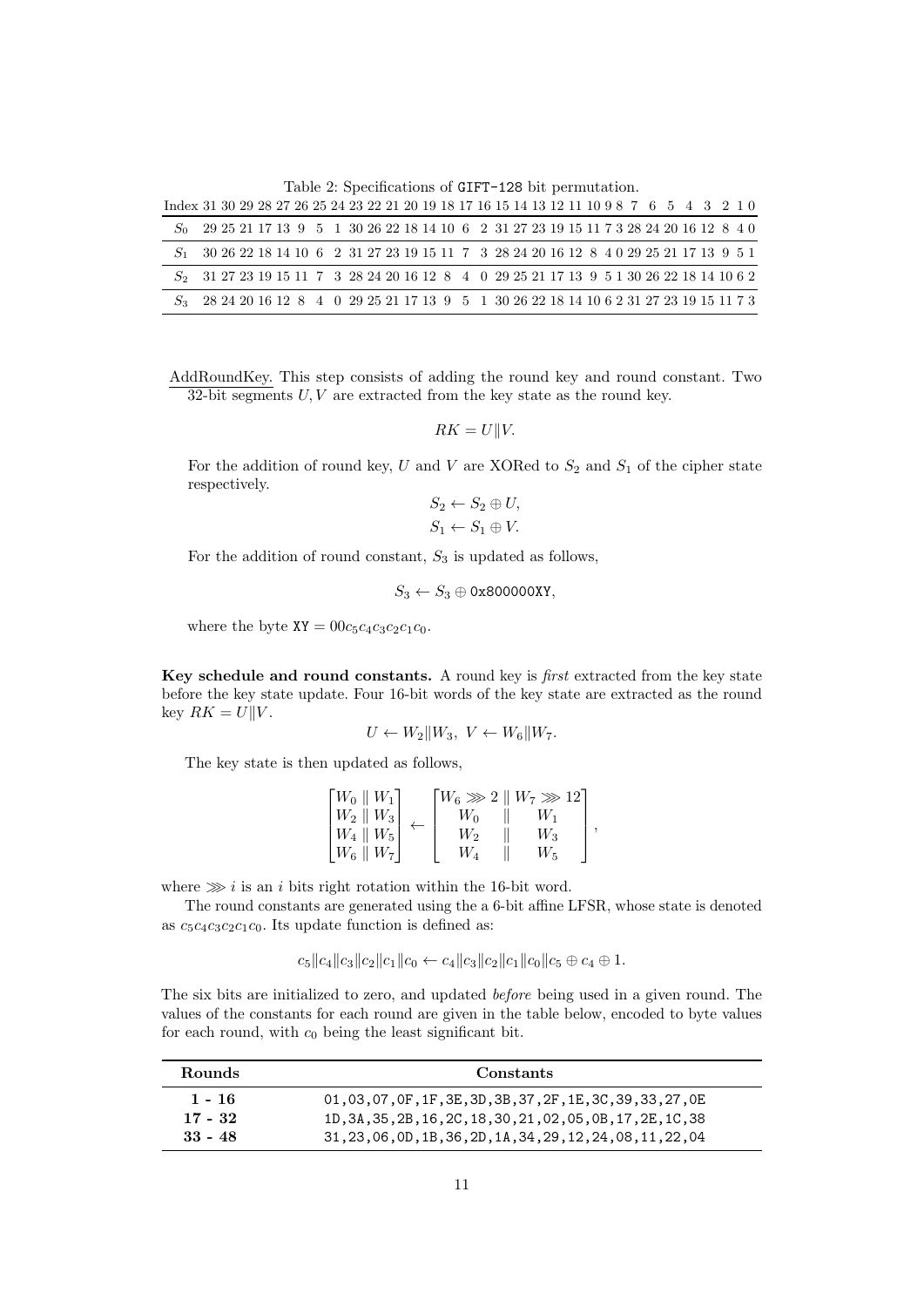Table 2: Specifications of `GIFT-128` bit permutation.

| Index | 31 | 30 | 29 | 28 | 27 | 26 | 25 | 24 | 23 | 22 | 21 | 20 | 19 | 18 | 17 | 16 | 15 | 14 | 13 | 12 | 11 | 10 | 9 | 8 | 7 | 6 | 5 | 4 | 3 | 2 | 1 | 0 |
|---|---|---|---|---|---|---|---|---|---|---|---|---|---|---|---|---|---|---|---|---|---|---|---|---|---|---|---|---|---|---|---|---|
| $S_0$ | 29 | 25 | 21 | 17 | 13 | 9 | 5 | 1 | 30 | 26 | 22 | 18 | 14 | 10 | 6 | 2 | 31 | 27 | 23 | 19 | 15 | 11 | 7 | 3 | 28 | 24 | 20 | 16 | 12 | 8 | 4 | 0 |
| $S_1$ | 30 | 26 | 22 | 18 | 14 | 10 | 6 | 2 | 31 | 27 | 23 | 19 | 15 | 11 | 7 | 3 | 28 | 24 | 20 | 16 | 12 | 8 | 4 | 0 | 29 | 25 | 21 | 17 | 13 | 9 | 5 | 1 |
| $S_2$ | 31 | 27 | 23 | 19 | 15 | 11 | 7 | 3 | 28 | 24 | 20 | 16 | 12 | 8 | 4 | 0 | 29 | 25 | 21 | 17 | 13 | 9 | 5 | 1 | 30 | 26 | 22 | 18 | 14 | 10 | 6 | 2 |
| $S_3$ | 28 | 24 | 20 | 16 | 12 | 8 | 4 | 0 | 29 | 25 | 21 | 17 | 13 | 9 | 5 | 1 | 30 | 26 | 22 | 18 | 14 | 10 | 6 | 2 | 31 | 27 | 23 | 19 | 15 | 11 | 7 | 3 |

AddRoundKey. This step consists of adding the round key and round constant. Two 32-bit segments $U, V$ are extracted from the key state as the round key.

$$RK = U \| V.$$

For the addition of round key, $U$ and $V$ are XORed to $S_2$ and $S_1$ of the cipher state respectively.

$$S_2 \leftarrow S_2 \oplus U,$$
$$S_1 \leftarrow S_1 \oplus V.$$

For the addition of round constant, $S_3$ is updated as follows,

$$S_3 \leftarrow S_3 \oplus \texttt{0x800000XY},$$

where the byte $\texttt{XY} = 00c_5c_4c_3c_2c_1c_0$.

**Key schedule and round constants.** A round key is *first* extracted from the key state before the key state update. Four 16-bit words of the key state are extracted as the round key $RK = U \| V$.

$$U \leftarrow W_2 \| W_3, \ V \leftarrow W_6 \| W_7.$$

The key state is then updated as follows,

$$\begin{bmatrix} W_0 \| W_1 \\ W_2 \| W_3 \\ W_4 \| W_5 \\ W_6 \| W_7 \end{bmatrix} \leftarrow \begin{bmatrix} W_6 \ggg 2 \ \| \ W_7 \ggg 12 \\ W_0 \quad \| \quad W_1 \\ W_2 \quad \| \quad W_3 \\ W_4 \quad \| \quad W_5 \end{bmatrix},$$

where $\ggg i$ is an $i$ bits right rotation within the 16-bit word.

The round constants are generated using the a 6-bit affine LFSR, whose state is denoted as $c_5c_4c_3c_2c_1c_0$. Its update function is defined as:

$$c_5 \| c_4 \| c_3 \| c_2 \| c_1 \| c_0 \leftarrow c_4 \| c_3 \| c_2 \| c_1 \| c_0 \| c_5 \oplus c_4 \oplus 1.$$

The six bits are initialized to zero, and updated *before* being used in a given round. The values of the constants for each round are given in the table below, encoded to byte values for each round, with $c_0$ being the least significant bit.

| Rounds | Constants |
|---|---|
| **1 - 16** | 01,03,07,0F,1F,3E,3D,3B,37,2F,1E,3C,39,33,27,0E |
| **17 - 32** | 1D,3A,35,2B,16,2C,18,30,21,02,05,0B,17,2E,1C,38 |
| **33 - 48** | 31,23,06,0D,1B,36,2D,1A,34,29,12,24,08,11,22,04 |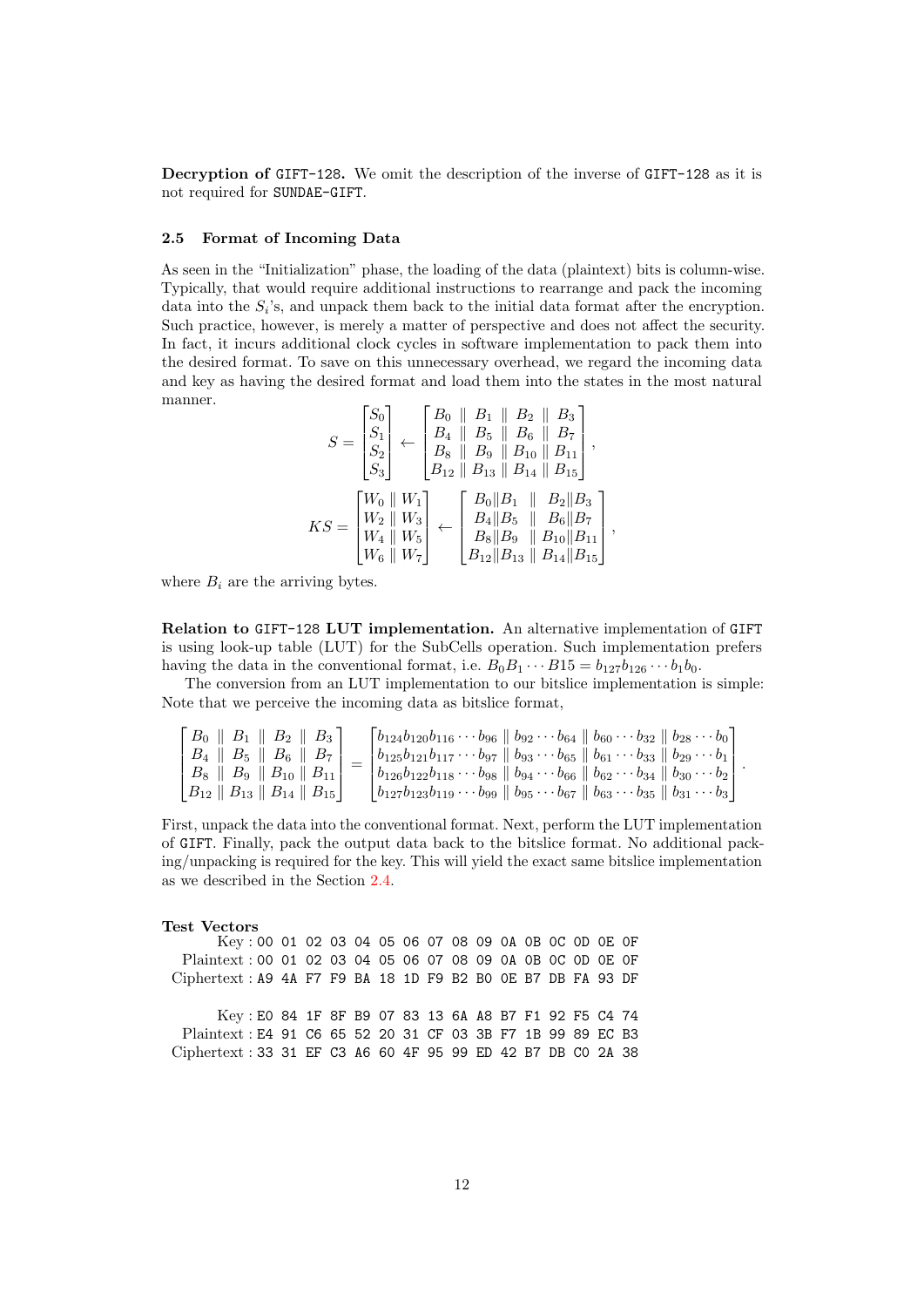**Decryption of GIFT-128.** We omit the description of the inverse of GIFT-128 as it is not required for SUNDAE-GIFT.

### 2.5 Format of Incoming Data

As seen in the "Initialization" phase, the loading of the data (plaintext) bits is column-wise. Typically, that would require additional instructions to rearrange and pack the incoming data into the $S_i$'s, and unpack them back to the initial data format after the encryption. Such practice, however, is merely a matter of perspective and does not affect the security. In fact, it incurs additional clock cycles in software implementation to pack them into the desired format. To save on this unnecessary overhead, we regard the incoming data and key as having the desired format and load them into the states in the most natural manner.

$$S = \begin{bmatrix} S_0 \\ S_1 \\ S_2 \\ S_3 \end{bmatrix} \leftarrow \begin{bmatrix} B_0 \parallel B_1 \parallel B_2 \parallel B_3 \\ B_4 \parallel B_5 \parallel B_6 \parallel B_7 \\ B_8 \parallel B_9 \parallel B_{10} \parallel B_{11} \\ B_{12} \parallel B_{13} \parallel B_{14} \parallel B_{15} \end{bmatrix},$$

$$KS = \begin{bmatrix} W_0 \parallel W_1 \\ W_2 \parallel W_3 \\ W_4 \parallel W_5 \\ W_6 \parallel W_7 \end{bmatrix} \leftarrow \begin{bmatrix} B_0 \| B_1 \parallel B_2 \| B_3 \\ B_4 \| B_5 \parallel B_6 \| B_7 \\ B_8 \| B_9 \parallel B_{10} \| B_{11} \\ B_{12} \| B_{13} \parallel B_{14} \| B_{15} \end{bmatrix},$$

where $B_i$ are the arriving bytes.

**Relation to GIFT-128 LUT implementation.** An alternative implementation of GIFT is using look-up table (LUT) for the SubCells operation. Such implementation prefers having the data in the conventional format, i.e. $B_0 B_1 \cdots B15 = b_{127} b_{126} \cdots b_1 b_0$.

The conversion from an LUT implementation to our bitslice implementation is simple: Note that we perceive the incoming data as bitslice format,

$$\begin{bmatrix} B_0 \parallel B_1 \parallel B_2 \parallel B_3 \\ B_4 \parallel B_5 \parallel B_6 \parallel B_7 \\ B_8 \parallel B_9 \parallel B_{10} \parallel B_{11} \\ B_{12} \parallel B_{13} \parallel B_{14} \parallel B_{15} \end{bmatrix} = \begin{bmatrix} b_{124} b_{120} b_{116} \cdots b_{96} \parallel b_{92} \cdots b_{64} \parallel b_{60} \cdots b_{32} \parallel b_{28} \cdots b_0 \\ b_{125} b_{121} b_{117} \cdots b_{97} \parallel b_{93} \cdots b_{65} \parallel b_{61} \cdots b_{33} \parallel b_{29} \cdots b_1 \\ b_{126} b_{122} b_{118} \cdots b_{98} \parallel b_{94} \cdots b_{66} \parallel b_{62} \cdots b_{34} \parallel b_{30} \cdots b_2 \\ b_{127} b_{123} b_{119} \cdots b_{99} \parallel b_{95} \cdots b_{67} \parallel b_{63} \cdots b_{35} \parallel b_{31} \cdots b_3 \end{bmatrix}.$$

First, unpack the data into the conventional format. Next, perform the LUT implementation of GIFT. Finally, pack the output data back to the bitslice format. No additional packing/unpacking is required for the key. This will yield the exact same bitslice implementation as we described in the Section 2.4.

**Test Vectors**

```
       Key : 00 01 02 03 04 05 06 07 08 09 0A 0B 0C 0D 0E 0F
 Plaintext : 00 01 02 03 04 05 06 07 08 09 0A 0B 0C 0D 0E 0F
Ciphertext : A9 4A F7 F9 BA 18 1D F9 B2 B0 0E B7 DB FA 93 DF

       Key : E0 84 1F 8F B9 07 83 13 6A A8 B7 F1 92 F5 C4 74
 Plaintext : E4 91 C6 65 52 20 31 CF 03 3B F7 1B 99 89 EC B3
Ciphertext : 33 31 EF C3 A6 60 4F 95 99 ED 42 B7 DB C0 2A 38
```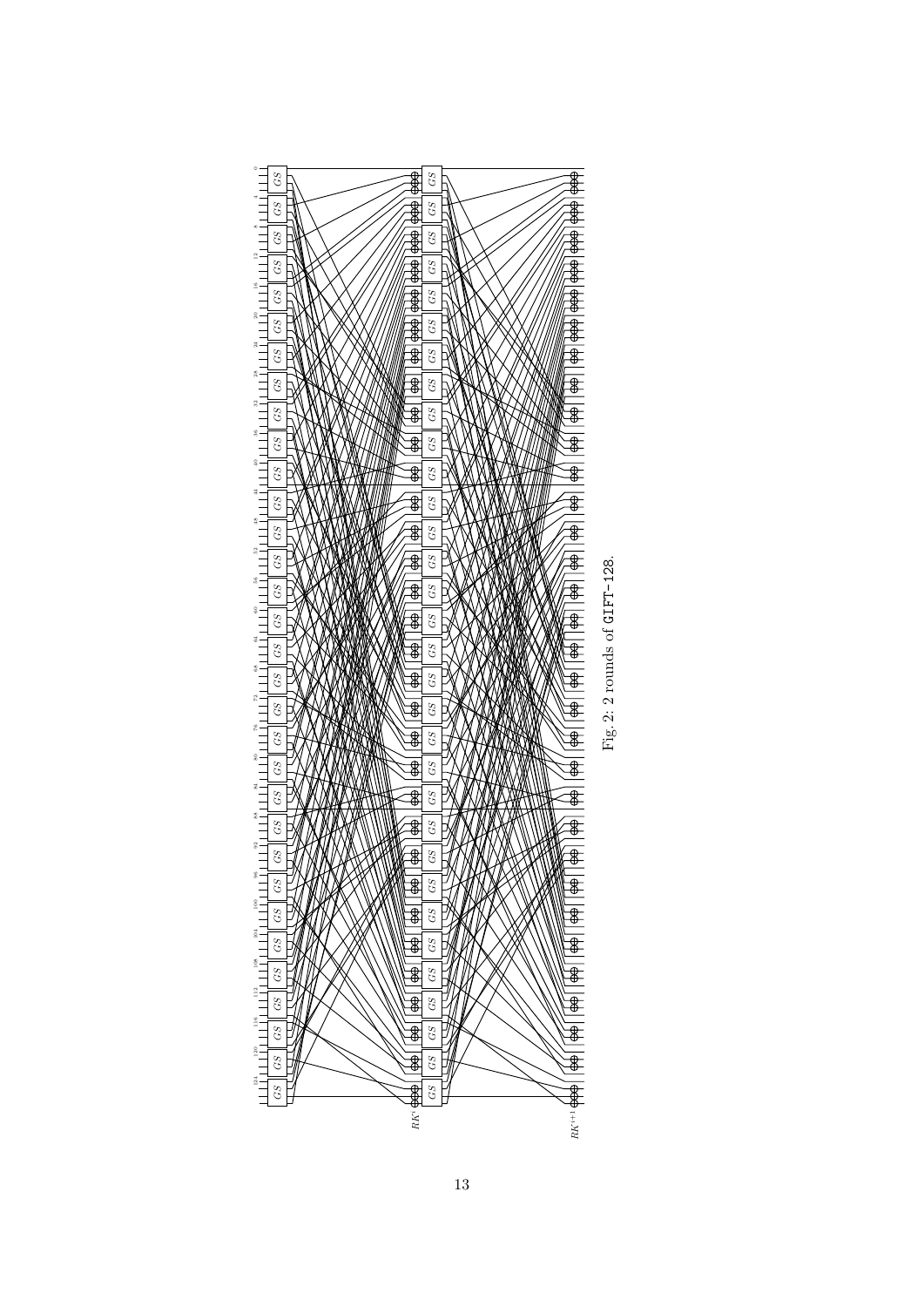Fig. 2: 2 rounds of GIFT-128.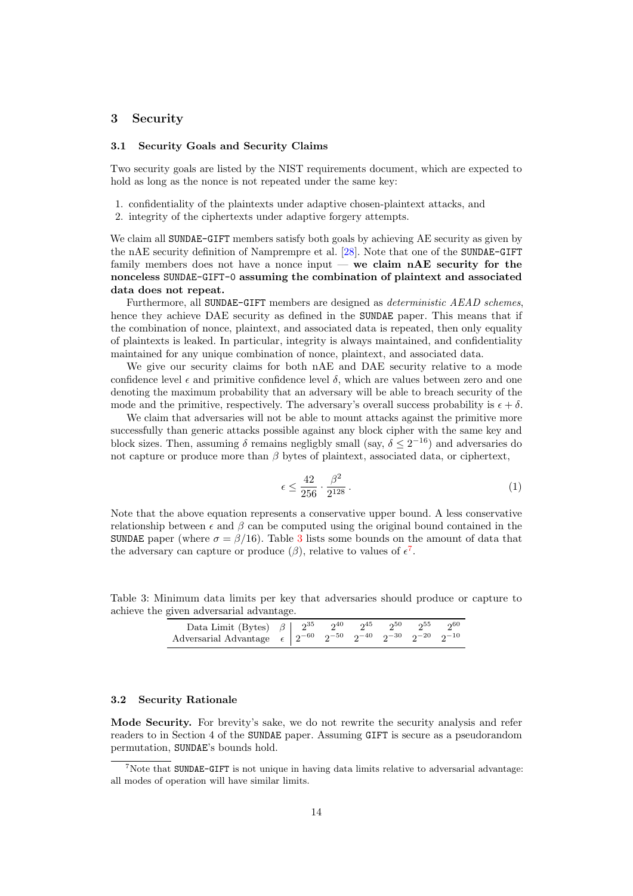## 3 Security

### 3.1 Security Goals and Security Claims

Two security goals are listed by the NIST requirements document, which are expected to hold as long as the nonce is not repeated under the same key:

1. confidentiality of the plaintexts under adaptive chosen-plaintext attacks, and
2. integrity of the ciphertexts under adaptive forgery attempts.

We claim all SUNDAE-GIFT members satisfy both goals by achieving AE security as given by the nAE security definition of Namprempre et al. [28]. Note that one of the SUNDAE-GIFT family members does not have a nonce input — **we claim nAE security for the nonceless SUNDAE-GIFT-0 assuming the combination of plaintext and associated data does not repeat.**

Furthermore, all SUNDAE-GIFT members are designed as *deterministic AEAD schemes*, hence they achieve DAE security as defined in the SUNDAE paper. This means that if the combination of nonce, plaintext, and associated data is repeated, then only equality of plaintexts is leaked. In particular, integrity is always maintained, and confidentiality maintained for any unique combination of nonce, plaintext, and associated data.

We give our security claims for both nAE and DAE security relative to a mode confidence level $\epsilon$ and primitive confidence level $\delta$, which are values between zero and one denoting the maximum probability that an adversary will be able to breach security of the mode and the primitive, respectively. The adversary's overall success probability is $\epsilon + \delta$.

We claim that adversaries will not be able to mount attacks against the primitive more successfully than generic attacks possible against any block cipher with the same key and block sizes. Then, assuming $\delta$ remains negligbly small (say, $\delta \leq 2^{-16}$) and adversaries do not capture or produce more than $\beta$ bytes of plaintext, associated data, or ciphertext,

$$\epsilon \leq \frac{42}{256} \cdot \frac{\beta^2}{2^{128}} \,. \tag{1}$$

Note that the above equation represents a conservative upper bound. A less conservative relationship between $\epsilon$ and $\beta$ can be computed using the original bound contained in the SUNDAE paper (where $\sigma = \beta/16$). Table 3 lists some bounds on the amount of data that the adversary can capture or produce ($\beta$), relative to values of $\epsilon$[7].

Table 3: Minimum data limits per key that adversaries should produce or capture to achieve the given adversarial advantage.

| | | | | | | | |
|---|---|---|---|---|---|---|---|
| Data Limit (Bytes) | $\beta$ | $2^{35}$ | $2^{40}$ | $2^{45}$ | $2^{50}$ | $2^{55}$ | $2^{60}$ |
| Adversarial Advantage | $\epsilon$ | $2^{-60}$ | $2^{-50}$ | $2^{-40}$ | $2^{-30}$ | $2^{-20}$ | $2^{-10}$ |

### 3.2 Security Rationale

**Mode Security.** For brevity's sake, we do not rewrite the security analysis and refer readers to in Section 4 of the SUNDAE paper. Assuming GIFT is secure as a pseudorandom permutation, SUNDAE's bounds hold.

[7] Note that SUNDAE-GIFT is not unique in having data limits relative to adversarial advantage: all modes of operation will have similar limits.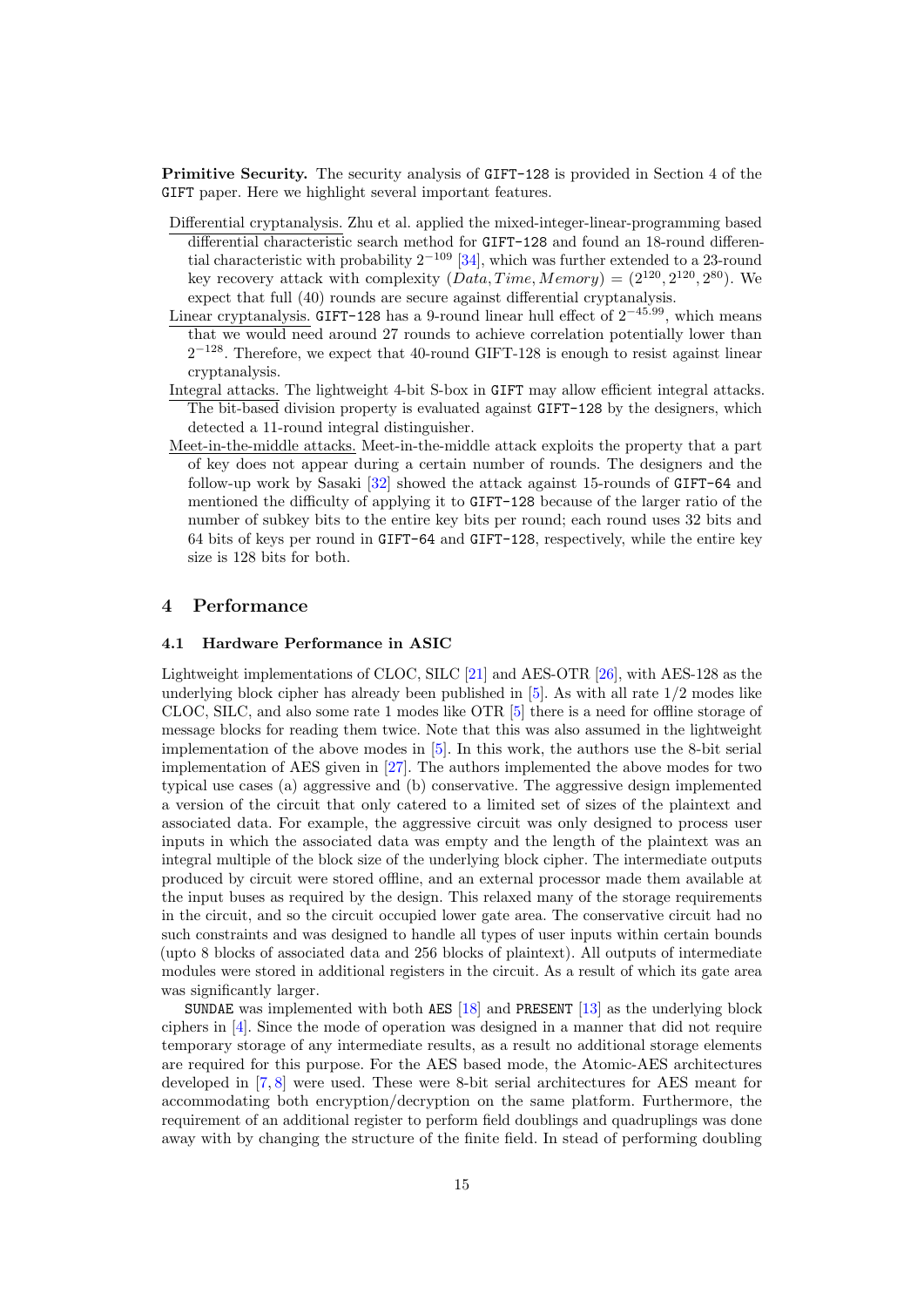**Primitive Security.** The security analysis of GIFT-128 is provided in Section 4 of the GIFT paper. Here we highlight several important features.

Differential cryptanalysis. Zhu et al. applied the mixed-integer-linear-programming based differential characteristic search method for GIFT-128 and found an 18-round differential characteristic with probability $2^{-109}$ [34], which was further extended to a 23-round key recovery attack with complexity $(Data, Time, Memory) = (2^{120}, 2^{120}, 2^{80})$. We expect that full (40) rounds are secure against differential cryptanalysis.

Linear cryptanalysis. GIFT-128 has a 9-round linear hull effect of $2^{-45.99}$, which means that we would need around 27 rounds to achieve correlation potentially lower than $2^{-128}$. Therefore, we expect that 40-round GIFT-128 is enough to resist against linear cryptanalysis.

Integral attacks. The lightweight 4-bit S-box in GIFT may allow efficient integral attacks. The bit-based division property is evaluated against GIFT-128 by the designers, which detected a 11-round integral distinguisher.

Meet-in-the-middle attacks. Meet-in-the-middle attack exploits the property that a part of key does not appear during a certain number of rounds. The designers and the follow-up work by Sasaki [32] showed the attack against 15-rounds of GIFT-64 and mentioned the difficulty of applying it to GIFT-128 because of the larger ratio of the number of subkey bits to the entire key bits per round; each round uses 32 bits and 64 bits of keys per round in GIFT-64 and GIFT-128, respectively, while the entire key size is 128 bits for both.

# 4 Performance

## 4.1 Hardware Performance in ASIC

Lightweight implementations of CLOC, SILC [21] and AES-OTR [26], with AES-128 as the underlying block cipher has already been published in [5]. As with all rate 1/2 modes like CLOC, SILC, and also some rate 1 modes like OTR [5] there is a need for offline storage of message blocks for reading them twice. Note that this was also assumed in the lightweight implementation of the above modes in [5]. In this work, the authors use the 8-bit serial implementation of AES given in [27]. The authors implemented the above modes for two typical use cases (a) aggressive and (b) conservative. The aggressive design implemented a version of the circuit that only catered to a limited set of sizes of the plaintext and associated data. For example, the aggressive circuit was only designed to process user inputs in which the associated data was empty and the length of the plaintext was an integral multiple of the block size of the underlying block cipher. The intermediate outputs produced by circuit were stored offline, and an external processor made them available at the input buses as required by the design. This relaxed many of the storage requirements in the circuit, and so the circuit occupied lower gate area. The conservative circuit had no such constraints and was designed to handle all types of user inputs within certain bounds (upto 8 blocks of associated data and 256 blocks of plaintext). All outputs of intermediate modules were stored in additional registers in the circuit. As a result of which its gate area was significantly larger.

SUNDAE was implemented with both AES [18] and PRESENT [13] as the underlying block ciphers in [4]. Since the mode of operation was designed in a manner that did not require temporary storage of any intermediate results, as a result no additional storage elements are required for this purpose. For the AES based mode, the Atomic-AES architectures developed in [7, 8] were used. These were 8-bit serial architectures for AES meant for accommodating both encryption/decryption on the same platform. Furthermore, the requirement of an additional register to perform field doublings and quadruplings was done away with by changing the structure of the finite field. In stead of performing doubling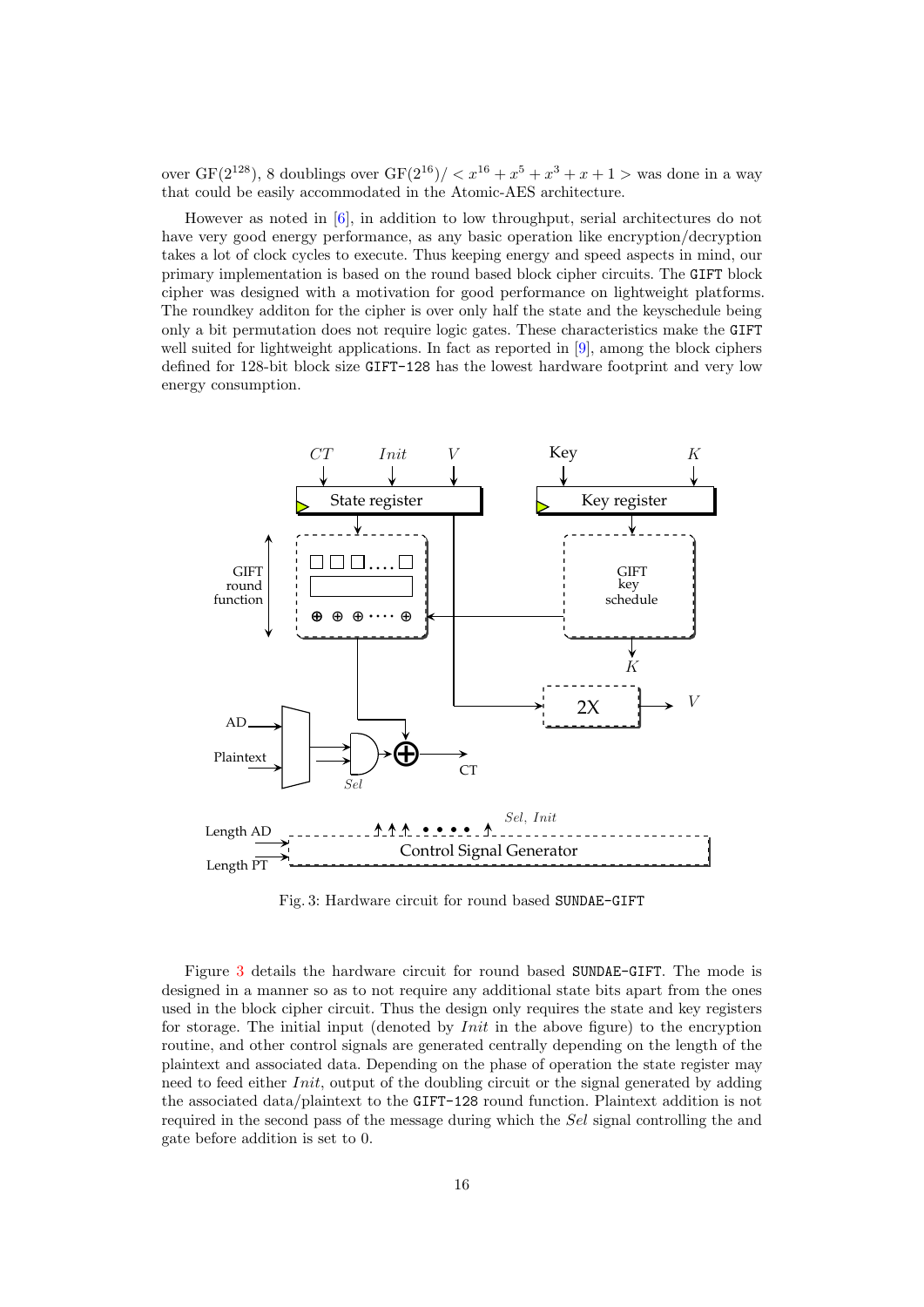over GF($2^{128}$), 8 doublings over GF($2^{16}$)/ $< x^{16} + x^5 + x^3 + x + 1 >$ was done in a way that could be easily accommodated in the Atomic-AES architecture.

However as noted in [6], in addition to low throughput, serial architectures do not have very good energy performance, as any basic operation like encryption/decryption takes a lot of clock cycles to execute. Thus keeping energy and speed aspects in mind, our primary implementation is based on the round based block cipher circuits. The GIFT block cipher was designed with a motivation for good performance on lightweight platforms. The roundkey additon for the cipher is over only half the state and the keyschedule being only a bit permutation does not require logic gates. These characteristics make the GIFT well suited for lightweight applications. In fact as reported in [9], among the block ciphers defined for 128-bit block size GIFT-128 has the lowest hardware footprint and very low energy consumption.

Fig. 3: Hardware circuit for round based SUNDAE-GIFT

Figure 3 details the hardware circuit for round based SUNDAE-GIFT. The mode is designed in a manner so as to not require any additional state bits apart from the ones used in the block cipher circuit. Thus the design only requires the state and key registers for storage. The initial input (denoted by *Init* in the above figure) to the encryption routine, and other control signals are generated centrally depending on the length of the plaintext and associated data. Depending on the phase of operation the state register may need to feed either *Init*, output of the doubling circuit or the signal generated by adding the associated data/plaintext to the GIFT-128 round function. Plaintext addition is not required in the second pass of the message during which the *Sel* signal controlling the and gate before addition is set to 0.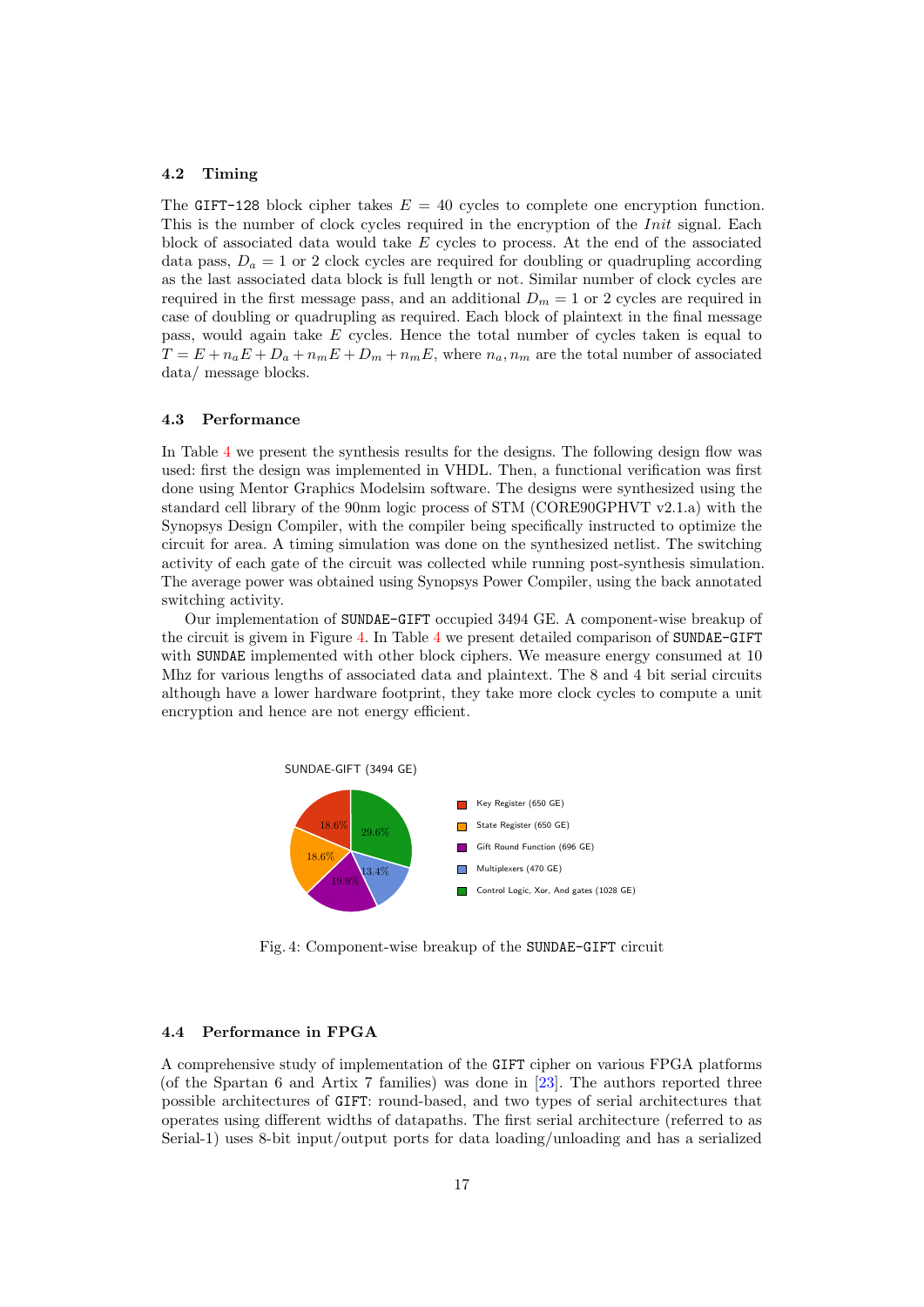### 4.2 Timing

The GIFT-128 block cipher takes $E = 40$ cycles to complete one encryption function. This is the number of clock cycles required in the encryption of the *Init* signal. Each block of associated data would take $E$ cycles to process. At the end of the associated data pass, $D_a = 1$ or 2 clock cycles are required for doubling or quadrupling according as the last associated data block is full length or not. Similar number of clock cycles are required in the first message pass, and an additional $D_m = 1$ or 2 cycles are required in case of doubling or quadrupling as required. Each block of plaintext in the final message pass, would again take $E$ cycles. Hence the total number of cycles taken is equal to $T = E + n_a E + D_a + n_m E + D_m + n_m E$, where $n_a, n_m$ are the total number of associated data/ message blocks.

### 4.3 Performance

In Table 4 we present the synthesis results for the designs. The following design flow was used: first the design was implemented in VHDL. Then, a functional verification was first done using Mentor Graphics Modelsim software. The designs were synthesized using the standard cell library of the 90nm logic process of STM (CORE90GPHVT v2.1.a) with the Synopsys Design Compiler, with the compiler being specifically instructed to optimize the circuit for area. A timing simulation was done on the synthesized netlist. The switching activity of each gate of the circuit was collected while running post-synthesis simulation. The average power was obtained using Synopsys Power Compiler, using the back annotated switching activity.

Our implementation of SUNDAE-GIFT occupied 3494 GE. A component-wise breakup of the circuit is givem in Figure 4. In Table 4 we present detailed comparison of SUNDAE-GIFT with SUNDAE implemented with other block ciphers. We measure energy consumed at 10 Mhz for various lengths of associated data and plaintext. The 8 and 4 bit serial circuits although have a lower hardware footprint, they take more clock cycles to compute a unit encryption and hence are not energy efficient.

SUNDAE-GIFT (3494 GE)

- Key Register (650 GE) — 18.6%
- State Register (650 GE) — 18.6%
- Gift Round Function (696 GE) — 19.9%
- Multiplexers (470 GE) — 13.4%
- Control Logic, Xor, And gates (1028 GE) — 29.6%

Fig. 4: Component-wise breakup of the SUNDAE-GIFT circuit

### 4.4 Performance in FPGA

A comprehensive study of implementation of the GIFT cipher on various FPGA platforms (of the Spartan 6 and Artix 7 families) was done in [23]. The authors reported three possible architectures of GIFT: round-based, and two types of serial architectures that operates using different widths of datapaths. The first serial architecture (referred to as Serial-1) uses 8-bit input/output ports for data loading/unloading and has a serialized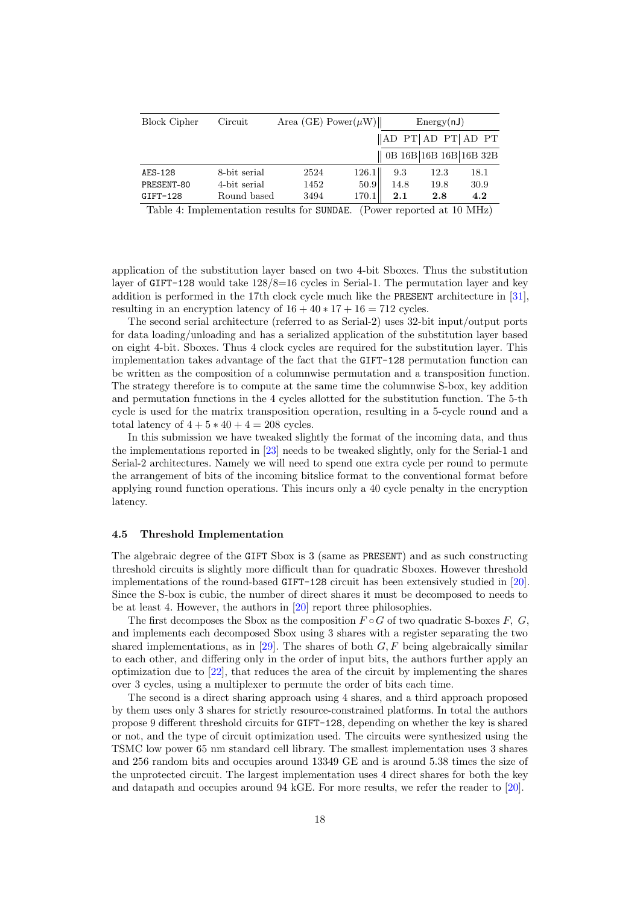| Block Cipher | Circuit | Area (GE) | Power($\mu$W) | Energy(nJ) | | |
|---|---|---|---|---|---|---|
| | | | | AD PT | AD PT | AD PT |
| | | | | 0B 16B | 16B 16B | 16B 32B |
| AES-128 | 8-bit serial | 2524 | 126.1 | 9.3 | 12.3 | 18.1 |
| PRESENT-80 | 4-bit serial | 1452 | 50.9 | 14.8 | 19.8 | 30.9 |
| GIFT-128 | Round based | 3494 | 170.1 | **2.1** | **2.8** | **4.2** |

Table 4: Implementation results for SUNDAE. (Power reported at 10 MHz)

application of the substitution layer based on two 4-bit Sboxes. Thus the substitution layer of GIFT-128 would take 128/8=16 cycles in Serial-1. The permutation layer and key addition is performed in the 17th clock cycle much like the PRESENT architecture in [31], resulting in an encryption latency of $16 + 40 * 17 + 16 = 712$ cycles.

The second serial architecture (referred to as Serial-2) uses 32-bit input/output ports for data loading/unloading and has a serialized application of the substitution layer based on eight 4-bit. Sboxes. Thus 4 clock cycles are required for the substitution layer. This implementation takes advantage of the fact that the GIFT-128 permutation function can be written as the composition of a columnwise permutation and a transposition function. The strategy therefore is to compute at the same time the columnwise S-box, key addition and permutation functions in the 4 cycles allotted for the substitution function. The 5-th cycle is used for the matrix transposition operation, resulting in a 5-cycle round and a total latency of $4 + 5 * 40 + 4 = 208$ cycles.

In this submission we have tweaked slightly the format of the incoming data, and thus the implementations reported in [23] needs to be tweaked slightly, only for the Serial-1 and Serial-2 architectures. Namely we will need to spend one extra cycle per round to permute the arrangement of bits of the incoming bitslice format to the conventional format before applying round function operations. This incurs only a 40 cycle penalty in the encryption latency.

### 4.5 Threshold Implementation

The algebraic degree of the GIFT Sbox is 3 (same as PRESENT) and as such constructing threshold circuits is slightly more difficult than for quadratic Sboxes. However threshold implementations of the round-based GIFT-128 circuit has been extensively studied in [20]. Since the S-box is cubic, the number of direct shares it must be decomposed to needs to be at least 4. However, the authors in [20] report three philosophies.

The first decomposes the Sbox as the composition $F \circ G$ of two quadratic S-boxes $F$, $G$, and implements each decomposed Sbox using 3 shares with a register separating the two shared implementations, as in [29]. The shares of both $G, F$ being algebraically similar to each other, and differing only in the order of input bits, the authors further apply an optimization due to [22], that reduces the area of the circuit by implementing the shares over 3 cycles, using a multiplexer to permute the order of bits each time.

The second is a direct sharing approach using 4 shares, and a third approach proposed by them uses only 3 shares for strictly resource-constrained platforms. In total the authors propose 9 different threshold circuits for GIFT-128, depending on whether the key is shared or not, and the type of circuit optimization used. The circuits were synthesized using the TSMC low power 65 nm standard cell library. The smallest implementation uses 3 shares and 256 random bits and occupies around 13349 GE and is around 5.38 times the size of the unprotected circuit. The largest implementation uses 4 direct shares for both the key and datapath and occupies around 94 kGE. For more results, we refer the reader to [20].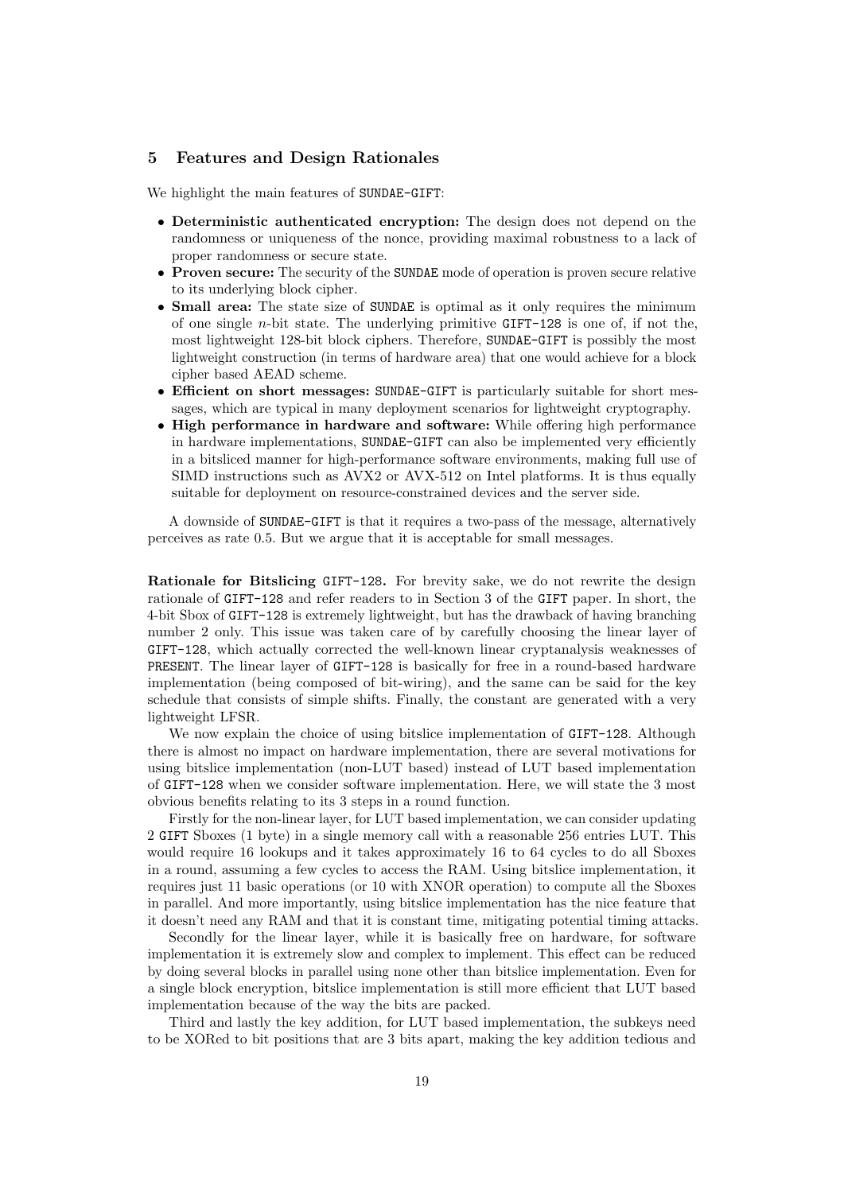## 5 Features and Design Rationales

We highlight the main features of `SUNDAE-GIFT`:

- **Deterministic authenticated encryption:** The design does not depend on the randomness or uniqueness of the nonce, providing maximal robustness to a lack of proper randomness or secure state.
- **Proven secure:** The security of the `SUNDAE` mode of operation is proven secure relative to its underlying block cipher.
- **Small area:** The state size of `SUNDAE` is optimal as it only requires the minimum of one single $n$-bit state. The underlying primitive `GIFT-128` is one of, if not the, most lightweight 128-bit block ciphers. Therefore, `SUNDAE-GIFT` is possibly the most lightweight construction (in terms of hardware area) that one would achieve for a block cipher based AEAD scheme.
- **Efficient on short messages:** `SUNDAE-GIFT` is particularly suitable for short messages, which are typical in many deployment scenarios for lightweight cryptography.
- **High performance in hardware and software:** While offering high performance in hardware implementations, `SUNDAE-GIFT` can also be implemented very efficiently in a bitsliced manner for high-performance software environments, making full use of SIMD instructions such as AVX2 or AVX-512 on Intel platforms. It is thus equally suitable for deployment on resource-constrained devices and the server side.

A downside of `SUNDAE-GIFT` is that it requires a two-pass of the message, alternatively perceives as rate 0.5. But we argue that it is acceptable for small messages.

**Rationale for Bitslicing `GIFT-128`.** For brevity sake, we do not rewrite the design rationale of `GIFT-128` and refer readers to in Section 3 of the `GIFT` paper. In short, the 4-bit Sbox of `GIFT-128` is extremely lightweight, but has the drawback of having branching number 2 only. This issue was taken care of by carefully choosing the linear layer of `GIFT-128`, which actually corrected the well-known linear cryptanalysis weaknesses of `PRESENT`. The linear layer of `GIFT-128` is basically for free in a round-based hardware implementation (being composed of bit-wiring), and the same can be said for the key schedule that consists of simple shifts. Finally, the constant are generated with a very lightweight LFSR.

We now explain the choice of using bitslice implementation of `GIFT-128`. Although there is almost no impact on hardware implementation, there are several motivations for using bitslice implementation (non-LUT based) instead of LUT based implementation of `GIFT-128` when we consider software implementation. Here, we will state the 3 most obvious benefits relating to its 3 steps in a round function.

Firstly for the non-linear layer, for LUT based implementation, we can consider updating 2 `GIFT` Sboxes (1 byte) in a single memory call with a reasonable 256 entries LUT. This would require 16 lookups and it takes approximately 16 to 64 cycles to do all Sboxes in a round, assuming a few cycles to access the RAM. Using bitslice implementation, it requires just 11 basic operations (or 10 with XNOR operation) to compute all the Sboxes in parallel. And more importantly, using bitslice implementation has the nice feature that it doesn't need any RAM and that it is constant time, mitigating potential timing attacks.

Secondly for the linear layer, while it is basically free on hardware, for software implementation it is extremely slow and complex to implement. This effect can be reduced by doing several blocks in parallel using none other than bitslice implementation. Even for a single block encryption, bitslice implementation is still more efficient that LUT based implementation because of the way the bits are packed.

Third and lastly the key addition, for LUT based implementation, the subkeys need to be XORed to bit positions that are 3 bits apart, making the key addition tedious and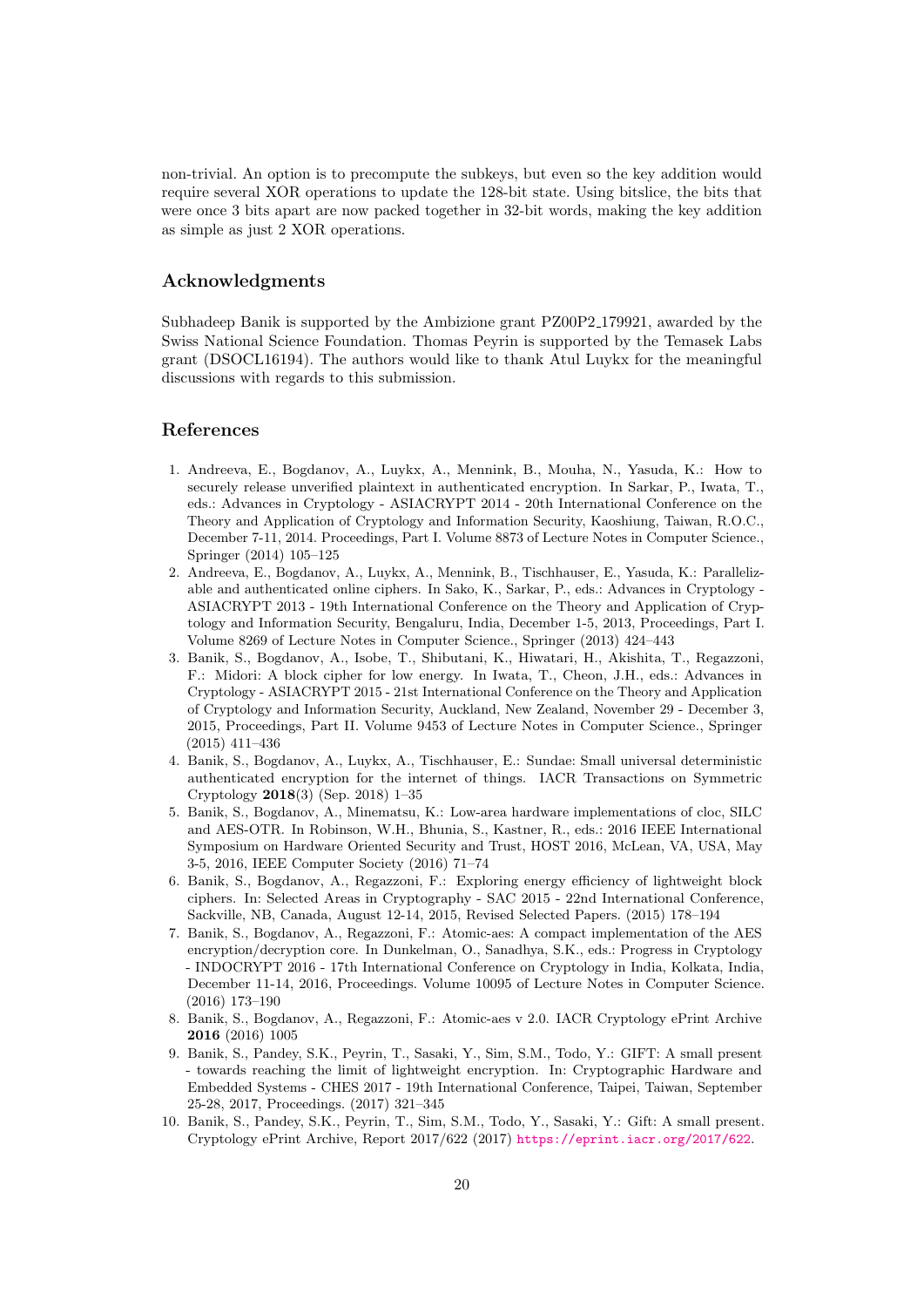non-trivial. An option is to precompute the subkeys, but even so the key addition would require several XOR operations to update the 128-bit state. Using bitslice, the bits that were once 3 bits apart are now packed together in 32-bit words, making the key addition as simple as just 2 XOR operations.

## Acknowledgments

Subhadeep Banik is supported by the Ambizione grant PZ00P2_179921, awarded by the Swiss National Science Foundation. Thomas Peyrin is supported by the Temasek Labs grant (DSOCL16194). The authors would like to thank Atul Luykx for the meaningful discussions with regards to this submission.

## References

1. Andreeva, E., Bogdanov, A., Luykx, A., Mennink, B., Mouha, N., Yasuda, K.: How to securely release unverified plaintext in authenticated encryption. In Sarkar, P., Iwata, T., eds.: Advances in Cryptology - ASIACRYPT 2014 - 20th International Conference on the Theory and Application of Cryptology and Information Security, Kaoshiung, Taiwan, R.O.C., December 7-11, 2014. Proceedings, Part I. Volume 8873 of Lecture Notes in Computer Science., Springer (2014) 105–125
2. Andreeva, E., Bogdanov, A., Luykx, A., Mennink, B., Tischhauser, E., Yasuda, K.: Parallelizable and authenticated online ciphers. In Sako, K., Sarkar, P., eds.: Advances in Cryptology - ASIACRYPT 2013 - 19th International Conference on the Theory and Application of Cryptology and Information Security, Bengaluru, India, December 1-5, 2013, Proceedings, Part I. Volume 8269 of Lecture Notes in Computer Science., Springer (2013) 424–443
3. Banik, S., Bogdanov, A., Isobe, T., Shibutani, K., Hiwatari, H., Akishita, T., Regazzoni, F.: Midori: A block cipher for low energy. In Iwata, T., Cheon, J.H., eds.: Advances in Cryptology - ASIACRYPT 2015 - 21st International Conference on the Theory and Application of Cryptology and Information Security, Auckland, New Zealand, November 29 - December 3, 2015, Proceedings, Part II. Volume 9453 of Lecture Notes in Computer Science., Springer (2015) 411–436
4. Banik, S., Bogdanov, A., Luykx, A., Tischhauser, E.: Sundae: Small universal deterministic authenticated encryption for the internet of things. IACR Transactions on Symmetric Cryptology **2018**(3) (Sep. 2018) 1–35
5. Banik, S., Bogdanov, A., Minematsu, K.: Low-area hardware implementations of cloc, SILC and AES-OTR. In Robinson, W.H., Bhunia, S., Kastner, R., eds.: 2016 IEEE International Symposium on Hardware Oriented Security and Trust, HOST 2016, McLean, VA, USA, May 3-5, 2016, IEEE Computer Society (2016) 71–74
6. Banik, S., Bogdanov, A., Regazzoni, F.: Exploring energy efficiency of lightweight block ciphers. In: Selected Areas in Cryptography - SAC 2015 - 22nd International Conference, Sackville, NB, Canada, August 12-14, 2015, Revised Selected Papers. (2015) 178–194
7. Banik, S., Bogdanov, A., Regazzoni, F.: Atomic-aes: A compact implementation of the AES encryption/decryption core. In Dunkelman, O., Sanadhya, S.K., eds.: Progress in Cryptology - INDOCRYPT 2016 - 17th International Conference on Cryptology in India, Kolkata, India, December 11-14, 2016, Proceedings. Volume 10095 of Lecture Notes in Computer Science. (2016) 173–190
8. Banik, S., Bogdanov, A., Regazzoni, F.: Atomic-aes v 2.0. IACR Cryptology ePrint Archive **2016** (2016) 1005
9. Banik, S., Pandey, S.K., Peyrin, T., Sasaki, Y., Sim, S.M., Todo, Y.: GIFT: A small present - towards reaching the limit of lightweight encryption. In: Cryptographic Hardware and Embedded Systems - CHES 2017 - 19th International Conference, Taipei, Taiwan, September 25-28, 2017, Proceedings. (2017) 321–345
10. Banik, S., Pandey, S.K., Peyrin, T., Sim, S.M., Todo, Y., Sasaki, Y.: Gift: A small present. Cryptology ePrint Archive, Report 2017/622 (2017) https://eprint.iacr.org/2017/622.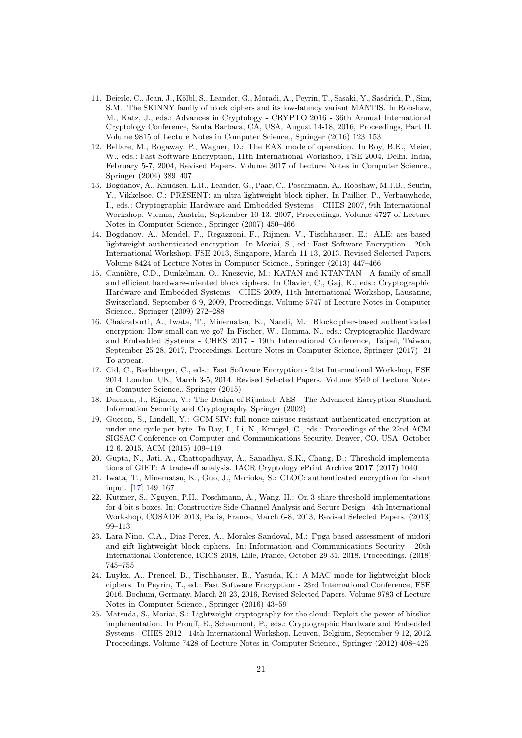11. Beierle, C., Jean, J., Kölbl, S., Leander, G., Moradi, A., Peyrin, T., Sasaki, Y., Sasdrich, P., Sim, S.M.: The SKINNY family of block ciphers and its low-latency variant MANTIS. In Robshaw, M., Katz, J., eds.: Advances in Cryptology - CRYPTO 2016 - 36th Annual International Cryptology Conference, Santa Barbara, CA, USA, August 14-18, 2016, Proceedings, Part II. Volume 9815 of Lecture Notes in Computer Science., Springer (2016) 123–153
12. Bellare, M., Rogaway, P., Wagner, D.: The EAX mode of operation. In Roy, B.K., Meier, W., eds.: Fast Software Encryption, 11th International Workshop, FSE 2004, Delhi, India, February 5-7, 2004, Revised Papers. Volume 3017 of Lecture Notes in Computer Science., Springer (2004) 389–407
13. Bogdanov, A., Knudsen, L.R., Leander, G., Paar, C., Poschmann, A., Robshaw, M.J.B., Seurin, Y., Vikkelsoe, C.: PRESENT: an ultra-lightweight block cipher. In Paillier, P., Verbauwhede, I., eds.: Cryptographic Hardware and Embedded Systems - CHES 2007, 9th International Workshop, Vienna, Austria, September 10-13, 2007, Proceedings. Volume 4727 of Lecture Notes in Computer Science., Springer (2007) 450–466
14. Bogdanov, A., Mendel, F., Regazzoni, F., Rijmen, V., Tischhauser, E.: ALE: aes-based lightweight authenticated encryption. In Moriai, S., ed.: Fast Software Encryption - 20th International Workshop, FSE 2013, Singapore, March 11-13, 2013. Revised Selected Papers. Volume 8424 of Lecture Notes in Computer Science., Springer (2013) 447–466
15. Cannière, C.D., Dunkelman, O., Knezevic, M.: KATAN and KTANTAN - A family of small and efficient hardware-oriented block ciphers. In Clavier, C., Gaj, K., eds.: Cryptographic Hardware and Embedded Systems - CHES 2009, 11th International Workshop, Lausanne, Switzerland, September 6-9, 2009, Proceedings. Volume 5747 of Lecture Notes in Computer Science., Springer (2009) 272–288
16. Chakraborti, A., Iwata, T., Minematsu, K., Nandi, M.: Blockcipher-based authenticated encryption: How small can we go? In Fischer, W., Homma, N., eds.: Cryptographic Hardware and Embedded Systems - CHES 2017 - 19th International Conference, Taipei, Taiwan, September 25-28, 2017, Proceedings. Lecture Notes in Computer Science, Springer (2017) 21 To appear.
17. Cid, C., Rechberger, C., eds.: Fast Software Encryption - 21st International Workshop, FSE 2014, London, UK, March 3-5, 2014. Revised Selected Papers. Volume 8540 of Lecture Notes in Computer Science., Springer (2015)
18. Daemen, J., Rijmen, V.: The Design of Rijndael: AES - The Advanced Encryption Standard. Information Security and Cryptography. Springer (2002)
19. Gueron, S., Lindell, Y.: GCM-SIV: full nonce misuse-resistant authenticated encryption at under one cycle per byte. In Ray, I., Li, N., Kruegel, C., eds.: Proceedings of the 22nd ACM SIGSAC Conference on Computer and Communications Security, Denver, CO, USA, October 12-6, 2015, ACM (2015) 109–119
20. Gupta, N., Jati, A., Chattopadhyay, A., Sanadhya, S.K., Chang, D.: Threshold implementations of GIFT: A trade-off analysis. IACR Cryptology ePrint Archive **2017** (2017) 1040
21. Iwata, T., Minematsu, K., Guo, J., Morioka, S.: CLOC: authenticated encryption for short input. [17] 149–167
22. Kutzner, S., Nguyen, P.H., Poschmann, A., Wang, H.: On 3-share threshold implementations for 4-bit s-boxes. In: Constructive Side-Channel Analysis and Secure Design - 4th International Workshop, COSADE 2013, Paris, France, March 6-8, 2013, Revised Selected Papers. (2013) 99–113
23. Lara-Nino, C.A., Diaz-Perez, A., Morales-Sandoval, M.: Fpga-based assessment of midori and gift lightweight block ciphers. In: Information and Communications Security - 20th International Conference, ICICS 2018, Lille, France, October 29-31, 2018, Proceedings. (2018) 745–755
24. Luykx, A., Preneel, B., Tischhauser, E., Yasuda, K.: A MAC mode for lightweight block ciphers. In Peyrin, T., ed.: Fast Software Encryption - 23rd International Conference, FSE 2016, Bochum, Germany, March 20-23, 2016, Revised Selected Papers. Volume 9783 of Lecture Notes in Computer Science., Springer (2016) 43–59
25. Matsuda, S., Moriai, S.: Lightweight cryptography for the cloud: Exploit the power of bitslice implementation. In Prouff, E., Schaumont, P., eds.: Cryptographic Hardware and Embedded Systems - CHES 2012 - 14th International Workshop, Leuven, Belgium, September 9-12, 2012. Proceedings. Volume 7428 of Lecture Notes in Computer Science., Springer (2012) 408–425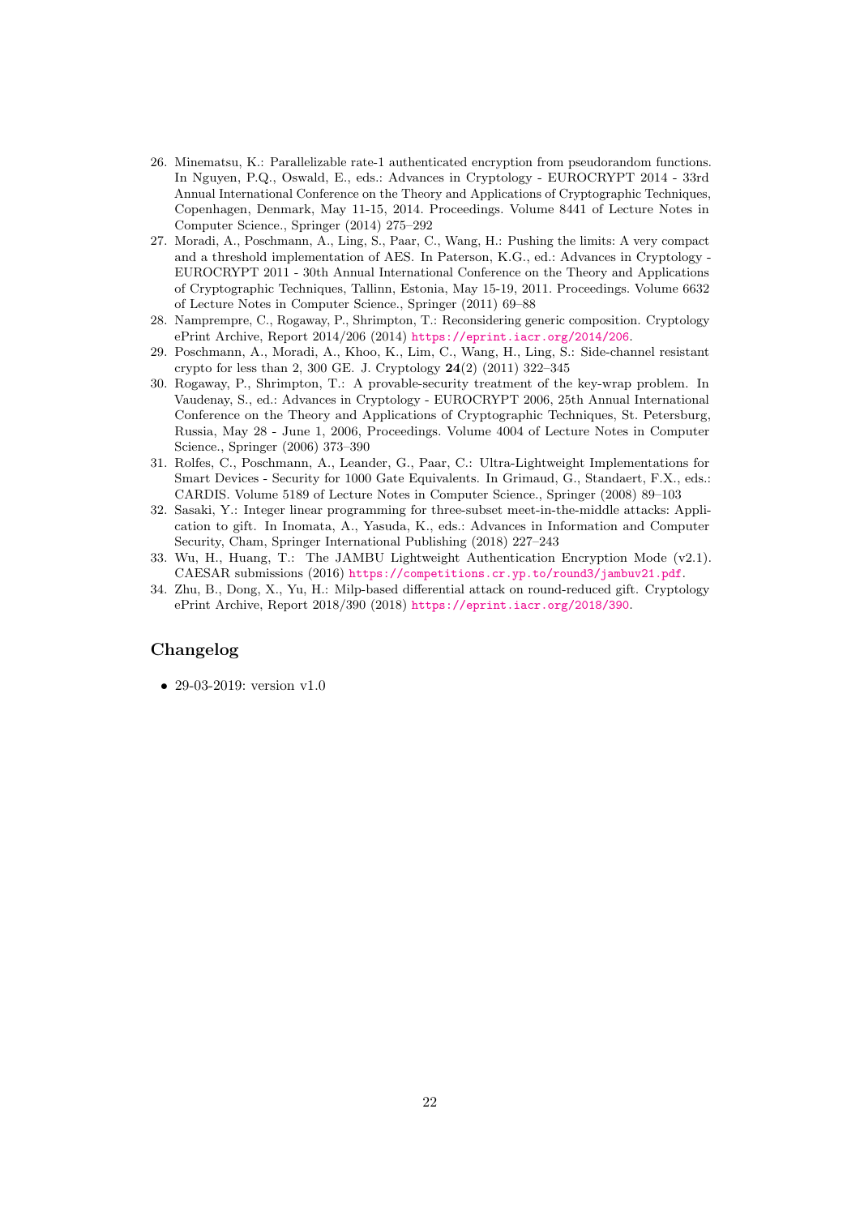26. Minematsu, K.: Parallelizable rate-1 authenticated encryption from pseudorandom functions. In Nguyen, P.Q., Oswald, E., eds.: Advances in Cryptology - EUROCRYPT 2014 - 33rd Annual International Conference on the Theory and Applications of Cryptographic Techniques, Copenhagen, Denmark, May 11-15, 2014. Proceedings. Volume 8441 of Lecture Notes in Computer Science., Springer (2014) 275–292
27. Moradi, A., Poschmann, A., Ling, S., Paar, C., Wang, H.: Pushing the limits: A very compact and a threshold implementation of AES. In Paterson, K.G., ed.: Advances in Cryptology - EUROCRYPT 2011 - 30th Annual International Conference on the Theory and Applications of Cryptographic Techniques, Tallinn, Estonia, May 15-19, 2011. Proceedings. Volume 6632 of Lecture Notes in Computer Science., Springer (2011) 69–88
28. Namprempre, C., Rogaway, P., Shrimpton, T.: Reconsidering generic composition. Cryptology ePrint Archive, Report 2014/206 (2014) https://eprint.iacr.org/2014/206.
29. Poschmann, A., Moradi, A., Khoo, K., Lim, C., Wang, H., Ling, S.: Side-channel resistant crypto for less than 2, 300 GE. J. Cryptology **24**(2) (2011) 322–345
30. Rogaway, P., Shrimpton, T.: A provable-security treatment of the key-wrap problem. In Vaudenay, S., ed.: Advances in Cryptology - EUROCRYPT 2006, 25th Annual International Conference on the Theory and Applications of Cryptographic Techniques, St. Petersburg, Russia, May 28 - June 1, 2006, Proceedings. Volume 4004 of Lecture Notes in Computer Science., Springer (2006) 373–390
31. Rolfes, C., Poschmann, A., Leander, G., Paar, C.: Ultra-Lightweight Implementations for Smart Devices - Security for 1000 Gate Equivalents. In Grimaud, G., Standaert, F.X., eds.: CARDIS. Volume 5189 of Lecture Notes in Computer Science., Springer (2008) 89–103
32. Sasaki, Y.: Integer linear programming for three-subset meet-in-the-middle attacks: Application to gift. In Inomata, A., Yasuda, K., eds.: Advances in Information and Computer Security, Cham, Springer International Publishing (2018) 227–243
33. Wu, H., Huang, T.: The JAMBU Lightweight Authentication Encryption Mode (v2.1). CAESAR submissions (2016) https://competitions.cr.yp.to/round3/jambuv21.pdf.
34. Zhu, B., Dong, X., Yu, H.: Milp-based differential attack on round-reduced gift. Cryptology ePrint Archive, Report 2018/390 (2018) https://eprint.iacr.org/2018/390.

## Changelog

- 29-03-2019: version v1.0